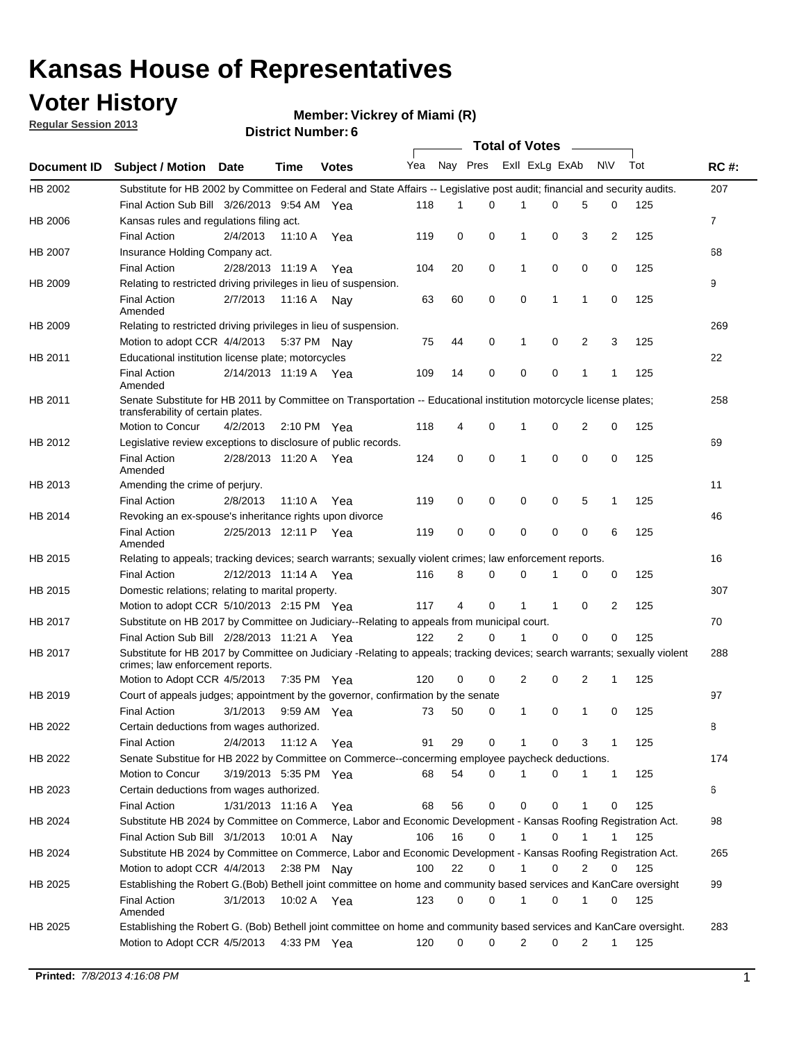# Kansas House of Representatives

## Voter History

**Regular Session 2013**

**Member: Vickrey of Miami (R)**

**District Number: 6**

| Document ID | Subject / Motion | Date | Time | Votes | Yea | Nay | Pres | ExII | ExLg | ExAb | N\V | Tot | RC #: |
|---|---|---|---|---|---|---|---|---|---|---|---|---|---|
| HB 2002 | Substitute for HB 2002 by Committee on Federal and State Affairs -- Legislative post audit; financial and security audits. | | | | | | | | | | | | 207 |
| | Final Action Sub Bill | 3/26/2013 | 9:54 AM | Yea | 118 | 1 | 0 | 1 | 0 | 5 | 0 | 125 | |
| HB 2006 | Kansas rules and regulations filing act. | | | | | | | | | | | | 7 |
| | Final Action | 2/4/2013 | 11:10 A | Yea | 119 | 0 | 0 | 1 | 0 | 3 | 2 | 125 | |
| HB 2007 | Insurance Holding Company act. | | | | | | | | | | | | 68 |
| | Final Action | 2/28/2013 | 11:19 A | Yea | 104 | 20 | 0 | 1 | 0 | 0 | 0 | 125 | |
| HB 2009 | Relating to restricted driving privileges in lieu of suspension. | | | | | | | | | | | | 9 |
| | Final Action Amended | 2/7/2013 | 11:16 A | Nay | 63 | 60 | 0 | 0 | 1 | 1 | 0 | 125 | |
| HB 2009 | Relating to restricted driving privileges in lieu of suspension. | | | | | | | | | | | | 269 |
| | Motion to adopt CCR | 4/4/2013 | 5:37 PM | Nay | 75 | 44 | 0 | 1 | 0 | 2 | 3 | 125 | |
| HB 2011 | Educational institution license plate; motorcycles | | | | | | | | | | | | 22 |
| | Final Action Amended | 2/14/2013 | 11:19 A | Yea | 109 | 14 | 0 | 0 | 0 | 1 | 1 | 125 | |
| HB 2011 | Senate Substitute for HB 2011 by Committee on Transportation -- Educational institution motorcycle license plates; transferability of certain plates. | | | | | | | | | | | | 258 |
| | Motion to Concur | 4/2/2013 | 2:10 PM | Yea | 118 | 4 | 0 | 1 | 0 | 2 | 0 | 125 | |
| HB 2012 | Legislative review exceptions to disclosure of public records. | | | | | | | | | | | | 69 |
| | Final Action Amended | 2/28/2013 | 11:20 A | Yea | 124 | 0 | 0 | 1 | 0 | 0 | 0 | 125 | |
| HB 2013 | Amending the crime of perjury. | | | | | | | | | | | | 11 |
| | Final Action | 2/8/2013 | 11:10 A | Yea | 119 | 0 | 0 | 0 | 0 | 5 | 1 | 125 | |
| HB 2014 | Revoking an ex-spouse's inheritance rights upon divorce | | | | | | | | | | | | 46 |
| | Final Action Amended | 2/25/2013 | 12:11 P | Yea | 119 | 0 | 0 | 0 | 0 | 0 | 6 | 125 | |
| HB 2015 | Relating to appeals; tracking devices; search warrants; sexually violent crimes; law enforcement reports. | | | | | | | | | | | | 16 |
| | Final Action | 2/12/2013 | 11:14 A | Yea | 116 | 8 | 0 | 0 | 1 | 0 | 0 | 125 | |
| HB 2015 | Domestic relations; relating to marital property. | | | | | | | | | | | | 307 |
| | Motion to adopt CCR | 5/10/2013 | 2:15 PM | Yea | 117 | 4 | 0 | 1 | 1 | 0 | 2 | 125 | |
| HB 2017 | Substitute on HB 2017 by Committee on Judiciary--Relating to appeals from municipal court. | | | | | | | | | | | | 70 |
| | Final Action Sub Bill | 2/28/2013 | 11:21 A | Yea | 122 | 2 | 0 | 1 | 0 | 0 | 0 | 125 | |
| HB 2017 | Substitute for HB 2017 by Committee on Judiciary -Relating to appeals; tracking devices; search warrants; sexually violent crimes; law enforcement reports. | | | | | | | | | | | | 288 |
| | Motion to Adopt CCR | 4/5/2013 | 7:35 PM | Yea | 120 | 0 | 0 | 2 | 0 | 2 | 1 | 125 | |
| HB 2019 | Court of appeals judges; appointment by the governor, confirmation by the senate | | | | | | | | | | | | 97 |
| | Final Action | 3/1/2013 | 9:59 AM | Yea | 73 | 50 | 0 | 1 | 0 | 1 | 0 | 125 | |
| HB 2022 | Certain deductions from wages authorized. | | | | | | | | | | | | 8 |
| | Final Action | 2/4/2013 | 11:12 A | Yea | 91 | 29 | 0 | 1 | 0 | 3 | 1 | 125 | |
| HB 2022 | Senate Substitue for HB 2022 by Committee on Commerce--concerning employee paycheck deductions. | | | | | | | | | | | | 174 |
| | Motion to Concur | 3/19/2013 | 5:35 PM | Yea | 68 | 54 | 0 | 1 | 0 | 1 | 1 | 125 | |
| HB 2023 | Certain deductions from wages authorized. | | | | | | | | | | | | 6 |
| | Final Action | 1/31/2013 | 11:16 A | Yea | 68 | 56 | 0 | 0 | 0 | 1 | 0 | 125 | |
| HB 2024 | Substitute HB 2024 by Committee on Commerce, Labor and Economic Development - Kansas Roofing Registration Act. | | | | | | | | | | | | 98 |
| | Final Action Sub Bill | 3/1/2013 | 10:01 A | Nay | 106 | 16 | 0 | 1 | 0 | 1 | 1 | 125 | |
| HB 2024 | Substitute HB 2024 by Committee on Commerce, Labor and Economic Development - Kansas Roofing Registration Act. | | | | | | | | | | | | 265 |
| | Motion to adopt CCR | 4/4/2013 | 2:38 PM | Nay | 100 | 22 | 0 | 1 | 0 | 2 | 0 | 125 | |
| HB 2025 | Establishing the Robert G.(Bob) Bethell joint committee on home and community based services and KanCare oversight | | | | | | | | | | | | 99 |
| | Final Action Amended | 3/1/2013 | 10:02 A | Yea | 123 | 0 | 0 | 1 | 0 | 1 | 0 | 125 | |
| HB 2025 | Establishing the Robert G. (Bob) Bethell joint committee on home and community based services and KanCare oversight. | | | | | | | | | | | | 283 |
| | Motion to Adopt CCR | 4/5/2013 | 4:33 PM | Yea | 120 | 0 | 0 | 2 | 0 | 2 | 1 | 125 | |

**Printed:** *7/8/2013 4:16:08 PM*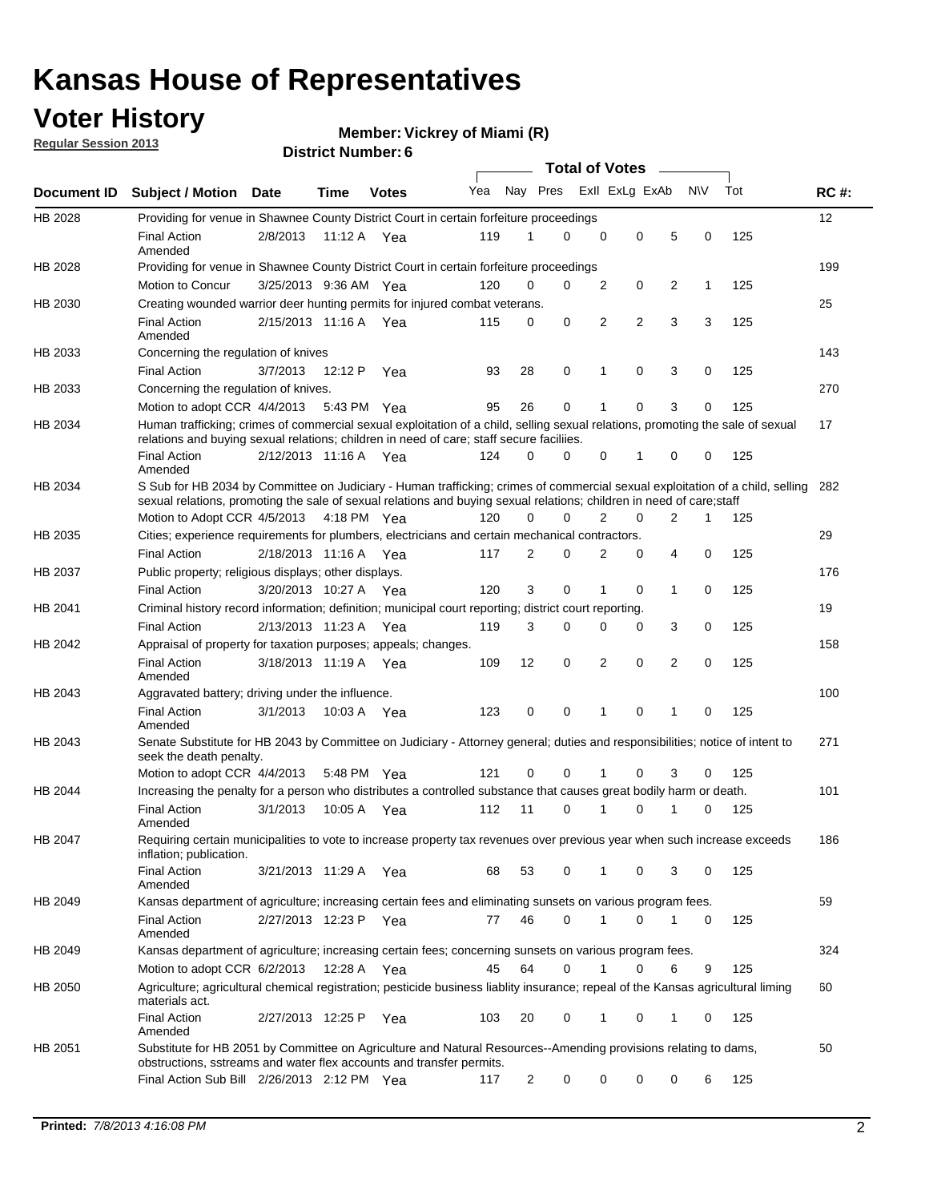# Kansas House of Representatives

## Voter History

**Regular Session 2013**

**Member: Vickrey of Miami (R)**

**District Number: 6**

| Document ID | Subject / Motion | Date | Time | Votes | Yea | Nay | Pres | ExII | ExLg | ExAb | N\V | Tot | RC #: |
|---|---|---|---|---|---|---|---|---|---|---|---|---|---|
| HB 2028 | Providing for venue in Shawnee County District Court in certain forfeiture proceedings | | | | | | | | | | | | 12 |
| | Final Action Amended | 2/8/2013 | 11:12 A | Yea | 119 | 1 | 0 | 0 | 0 | 5 | 0 | 125 | |
| HB 2028 | Providing for venue in Shawnee County District Court in certain forfeiture proceedings | | | | | | | | | | | | 199 |
| | Motion to Concur | 3/25/2013 | 9:36 AM | Yea | 120 | 0 | 0 | 2 | 0 | 2 | 1 | 125 | |
| HB 2030 | Creating wounded warrior deer hunting permits for injured combat veterans. | | | | | | | | | | | | 25 |
| | Final Action Amended | 2/15/2013 | 11:16 A | Yea | 115 | 0 | 0 | 2 | 2 | 3 | 3 | 125 | |
| HB 2033 | Concerning the regulation of knives | | | | | | | | | | | | 143 |
| | Final Action | 3/7/2013 | 12:12 P | Yea | 93 | 28 | 0 | 1 | 0 | 3 | 0 | 125 | |
| HB 2033 | Concerning the regulation of knives. | | | | | | | | | | | | 270 |
| | Motion to adopt CCR | 4/4/2013 | 5:43 PM | Yea | 95 | 26 | 0 | 1 | 0 | 3 | 0 | 125 | |
| HB 2034 | Human trafficking; crimes of commercial sexual exploitation of a child, selling sexual relations, promoting the sale of sexual relations and buying sexual relations; children in need of care; staff secure faciliies. | | | | | | | | | | | | 17 |
| | Final Action Amended | 2/12/2013 | 11:16 A | Yea | 124 | 0 | 0 | 0 | 1 | 0 | 0 | 125 | |
| HB 2034 | S Sub for HB 2034 by Committee on Judiciary - Human trafficking; crimes of commercial sexual exploitation of a child, selling sexual relations, promoting the sale of sexual relations and buying sexual relations; children in need of care;staff | | | | | | | | | | | | 282 |
| | Motion to Adopt CCR | 4/5/2013 | 4:18 PM | Yea | 120 | 0 | 0 | 2 | 0 | 2 | 1 | 125 | |
| HB 2035 | Cities; experience requirements for plumbers, electricians and certain mechanical contractors. | | | | | | | | | | | | 29 |
| | Final Action | 2/18/2013 | 11:16 A | Yea | 117 | 2 | 0 | 2 | 0 | 4 | 0 | 125 | |
| HB 2037 | Public property; religious displays; other displays. | | | | | | | | | | | | 176 |
| | Final Action | 3/20/2013 | 10:27 A | Yea | 120 | 3 | 0 | 1 | 0 | 1 | 0 | 125 | |
| HB 2041 | Criminal history record information; definition; municipal court reporting; district court reporting. | | | | | | | | | | | | 19 |
| | Final Action | 2/13/2013 | 11:23 A | Yea | 119 | 3 | 0 | 0 | 0 | 3 | 0 | 125 | |
| HB 2042 | Appraisal of property for taxation purposes; appeals; changes. | | | | | | | | | | | | 158 |
| | Final Action Amended | 3/18/2013 | 11:19 A | Yea | 109 | 12 | 0 | 2 | 0 | 2 | 0 | 125 | |
| HB 2043 | Aggravated battery; driving under the influence. | | | | | | | | | | | | 100 |
| | Final Action Amended | 3/1/2013 | 10:03 A | Yea | 123 | 0 | 0 | 1 | 0 | 1 | 0 | 125 | |
| HB 2043 | Senate Substitute for HB 2043 by Committee on Judiciary - Attorney general; duties and responsibilities; notice of intent to seek the death penalty. | | | | | | | | | | | | 271 |
| | Motion to adopt CCR | 4/4/2013 | 5:48 PM | Yea | 121 | 0 | 0 | 1 | 0 | 3 | 0 | 125 | |
| HB 2044 | Increasing the penalty for a person who distributes a controlled substance that causes great bodily harm or death. | | | | | | | | | | | | 101 |
| | Final Action Amended | 3/1/2013 | 10:05 A | Yea | 112 | 11 | 0 | 1 | 0 | 1 | 0 | 125 | |
| HB 2047 | Requiring certain municipalities to vote to increase property tax revenues over previous year when such increase exceeds inflation; publication. | | | | | | | | | | | | 186 |
| | Final Action Amended | 3/21/2013 | 11:29 A | Yea | 68 | 53 | 0 | 1 | 0 | 3 | 0 | 125 | |
| HB 2049 | Kansas department of agriculture; increasing certain fees and eliminating sunsets on various program fees. | | | | | | | | | | | | 59 |
| | Final Action Amended | 2/27/2013 | 12:23 P | Yea | 77 | 46 | 0 | 1 | 0 | 1 | 0 | 125 | |
| HB 2049 | Kansas department of agriculture; increasing certain fees; concerning sunsets on various program fees. | | | | | | | | | | | | 324 |
| | Motion to adopt CCR | 6/2/2013 | 12:28 A | Yea | 45 | 64 | 0 | 1 | 0 | 6 | 9 | 125 | |
| HB 2050 | Agriculture; agricultural chemical registration; pesticide business liablity insurance; repeal of the Kansas agricultural liming materials act. | | | | | | | | | | | | 60 |
| | Final Action Amended | 2/27/2013 | 12:25 P | Yea | 103 | 20 | 0 | 1 | 0 | 1 | 0 | 125 | |
| HB 2051 | Substitute for HB 2051 by Committee on Agriculture and Natural Resources--Amending provisions relating to dams, obstructions, sstreams and water flex accounts and transfer permits. | | | | | | | | | | | | 50 |
| | Final Action Sub Bill | 2/26/2013 | 2:12 PM | Yea | 117 | 2 | 0 | 0 | 0 | 0 | 6 | 125 | |

**Printed:** *7/8/2013 4:16:08 PM*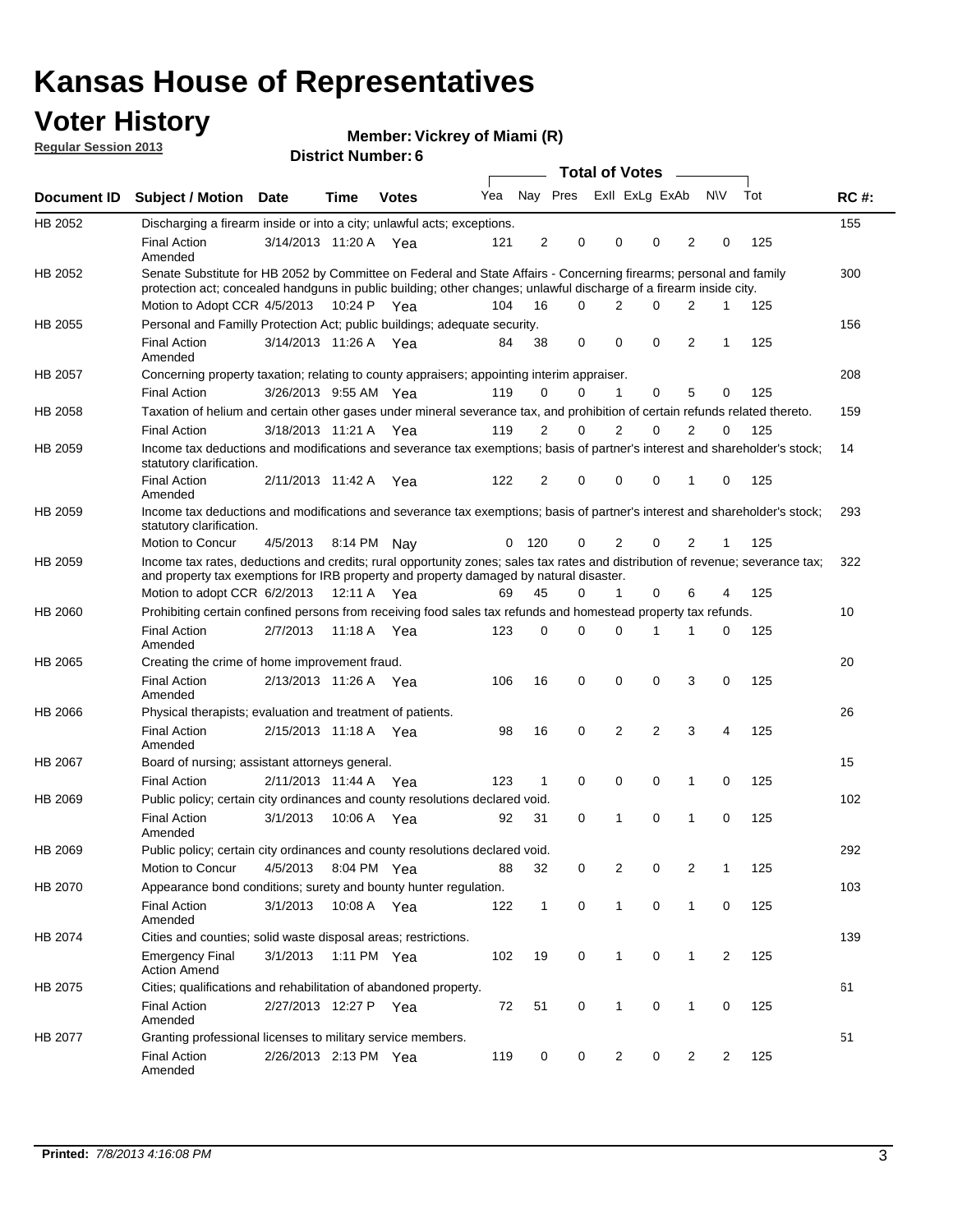# Kansas House of Representatives

## Voter History

**Regular Session 2013**

**Member: Vickrey of Miami (R)**

**District Number: 6**

| Document ID | Subject / Motion | Date | Time | Votes | Yea | Nay | Pres | ExII | ExLg | ExAb | N\V | Tot | RC #: |
|---|---|---|---|---|---|---|---|---|---|---|---|---|---|
| HB 2052 | Discharging a firearm inside or into a city; unlawful acts; exceptions. | | | | | | | | | | | | 155 |
| | Final Action Amended | 3/14/2013 | 11:20 A | Yea | 121 | 2 | 0 | 0 | 0 | 2 | 0 | 125 | |
| HB 2052 | Senate Substitute for HB 2052 by Committee on Federal and State Affairs - Concerning firearms; personal and family protection act; concealed handguns in public building; other changes; unlawful discharge of a firearm inside city. | | | | | | | | | | | | 300 |
| | Motion to Adopt CCR | 4/5/2013 | 10:24 P | Yea | 104 | 16 | 0 | 2 | 0 | 2 | 1 | 125 | |
| HB 2055 | Personal and Familly Protection Act; public buildings; adequate security. | | | | | | | | | | | | 156 |
| | Final Action Amended | 3/14/2013 | 11:26 A | Yea | 84 | 38 | 0 | 0 | 0 | 2 | 1 | 125 | |
| HB 2057 | Concerning property taxation; relating to county appraisers; appointing interim appraiser. | | | | | | | | | | | | 208 |
| | Final Action | 3/26/2013 | 9:55 AM | Yea | 119 | 0 | 0 | 1 | 0 | 5 | 0 | 125 | |
| HB 2058 | Taxation of helium and certain other gases under mineral severance tax, and prohibition of certain refunds related thereto. | | | | | | | | | | | | 159 |
| | Final Action | 3/18/2013 | 11:21 A | Yea | 119 | 2 | 0 | 2 | 0 | 2 | 0 | 125 | |
| HB 2059 | Income tax deductions and modifications and severance tax exemptions; basis of partner's interest and shareholder's stock; statutory clarification. | | | | | | | | | | | | 14 |
| | Final Action Amended | 2/11/2013 | 11:42 A | Yea | 122 | 2 | 0 | 0 | 0 | 1 | 0 | 125 | |
| HB 2059 | Income tax deductions and modifications and severance tax exemptions; basis of partner's interest and shareholder's stock; statutory clarification. | | | | | | | | | | | | 293 |
| | Motion to Concur | 4/5/2013 | 8:14 PM | Nay | 0 | 120 | 0 | 2 | 0 | 2 | 1 | 125 | |
| HB 2059 | Income tax rates, deductions and credits; rural opportunity zones; sales tax rates and distribution of revenue; severance tax; and property tax exemptions for IRB property and property damaged by natural disaster. | | | | | | | | | | | | 322 |
| | Motion to adopt CCR | 6/2/2013 | 12:11 A | Yea | 69 | 45 | 0 | 1 | 0 | 6 | 4 | 125 | |
| HB 2060 | Prohibiting certain confined persons from receiving food sales tax refunds and homestead property tax refunds. | | | | | | | | | | | | 10 |
| | Final Action Amended | 2/7/2013 | 11:18 A | Yea | 123 | 0 | 0 | 0 | 1 | 1 | 0 | 125 | |
| HB 2065 | Creating the crime of home improvement fraud. | | | | | | | | | | | | 20 |
| | Final Action Amended | 2/13/2013 | 11:26 A | Yea | 106 | 16 | 0 | 0 | 0 | 3 | 0 | 125 | |
| HB 2066 | Physical therapists; evaluation and treatment of patients. | | | | | | | | | | | | 26 |
| | Final Action Amended | 2/15/2013 | 11:18 A | Yea | 98 | 16 | 0 | 2 | 2 | 3 | 4 | 125 | |
| HB 2067 | Board of nursing; assistant attorneys general. | | | | | | | | | | | | 15 |
| | Final Action | 2/11/2013 | 11:44 A | Yea | 123 | 1 | 0 | 0 | 0 | 1 | 0 | 125 | |
| HB 2069 | Public policy; certain city ordinances and county resolutions declared void. | | | | | | | | | | | | 102 |
| | Final Action Amended | 3/1/2013 | 10:06 A | Yea | 92 | 31 | 0 | 1 | 0 | 1 | 0 | 125 | |
| HB 2069 | Public policy; certain city ordinances and county resolutions declared void. | | | | | | | | | | | | 292 |
| | Motion to Concur | 4/5/2013 | 8:04 PM | Yea | 88 | 32 | 0 | 2 | 0 | 2 | 1 | 125 | |
| HB 2070 | Appearance bond conditions; surety and bounty hunter regulation. | | | | | | | | | | | | 103 |
| | Final Action Amended | 3/1/2013 | 10:08 A | Yea | 122 | 1 | 0 | 1 | 0 | 1 | 0 | 125 | |
| HB 2074 | Cities and counties; solid waste disposal areas; restrictions. | | | | | | | | | | | | 139 |
| | Emergency Final Action Amend | 3/1/2013 | 1:11 PM | Yea | 102 | 19 | 0 | 1 | 0 | 1 | 2 | 125 | |
| HB 2075 | Cities; qualifications and rehabilitation of abandoned property. | | | | | | | | | | | | 61 |
| | Final Action Amended | 2/27/2013 | 12:27 P | Yea | 72 | 51 | 0 | 1 | 0 | 1 | 0 | 125 | |
| HB 2077 | Granting professional licenses to military service members. | | | | | | | | | | | | 51 |
| | Final Action Amended | 2/26/2013 | 2:13 PM | Yea | 119 | 0 | 0 | 2 | 0 | 2 | 2 | 125 | |

**Printed:** *7/8/2013 4:16:08 PM*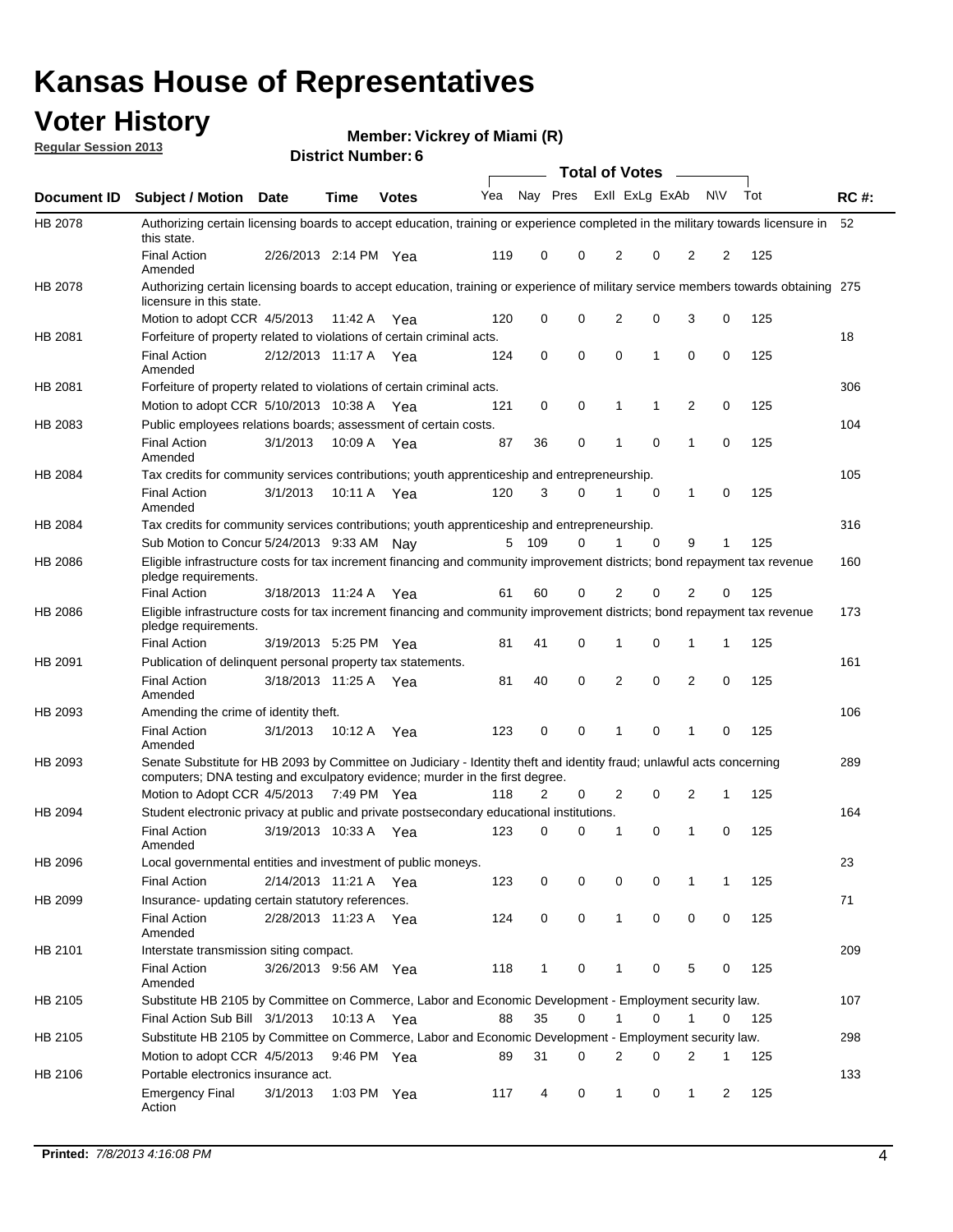# Kansas House of Representatives

## Voter History

**Regular Session 2013**

**Member: Vickrey of Miami (R)**

**District Number: 6**

| Document ID | Subject / Motion | Date | Time | Votes | Yea | Nay | Pres | ExII | ExLg | ExAb | N\V | Tot | RC #: |
|---|---|---|---|---|---|---|---|---|---|---|---|---|---|
| HB 2078 | Authorizing certain licensing boards to accept education, training or experience completed in the military towards licensure in this state. | | | | | | | | | | | | 52 |
| | Final Action Amended | 2/26/2013 | 2:14 PM | Yea | 119 | 0 | 0 | 2 | 0 | 2 | 2 | 125 | |
| HB 2078 | Authorizing certain licensing boards to accept education, training or experience of military service members towards obtaining licensure in this state. | | | | | | | | | | | | 275 |
| | Motion to adopt CCR | 4/5/2013 | 11:42 A | Yea | 120 | 0 | 0 | 2 | 0 | 3 | 0 | 125 | |
| HB 2081 | Forfeiture of property related to violations of certain criminal acts. | | | | | | | | | | | | 18 |
| | Final Action Amended | 2/12/2013 | 11:17 A | Yea | 124 | 0 | 0 | 0 | 1 | 0 | 0 | 125 | |
| HB 2081 | Forfeiture of property related to violations of certain criminal acts. | | | | | | | | | | | | 306 |
| | Motion to adopt CCR | 5/10/2013 | 10:38 A | Yea | 121 | 0 | 0 | 1 | 1 | 2 | 0 | 125 | |
| HB 2083 | Public employees relations boards; assessment of certain costs. | | | | | | | | | | | | 104 |
| | Final Action Amended | 3/1/2013 | 10:09 A | Yea | 87 | 36 | 0 | 1 | 0 | 1 | 0 | 125 | |
| HB 2084 | Tax credits for community services contributions; youth apprenticeship and entrepreneurship. | | | | | | | | | | | | 105 |
| | Final Action Amended | 3/1/2013 | 10:11 A | Yea | 120 | 3 | 0 | 1 | 0 | 1 | 0 | 125 | |
| HB 2084 | Tax credits for community services contributions; youth apprenticeship and entrepreneurship. | | | | | | | | | | | | 316 |
| | Sub Motion to Concur | 5/24/2013 | 9:33 AM | Nay | 5 | 109 | 0 | 1 | 0 | 9 | 1 | 125 | |
| HB 2086 | Eligible infrastructure costs for tax increment financing and community improvement districts; bond repayment tax revenue pledge requirements. | | | | | | | | | | | | 160 |
| | Final Action | 3/18/2013 | 11:24 A | Yea | 61 | 60 | 0 | 2 | 0 | 2 | 0 | 125 | |
| HB 2086 | Eligible infrastructure costs for tax increment financing and community improvement districts; bond repayment tax revenue pledge requirements. | | | | | | | | | | | | 173 |
| | Final Action | 3/19/2013 | 5:25 PM | Yea | 81 | 41 | 0 | 1 | 0 | 1 | 1 | 125 | |
| HB 2091 | Publication of delinquent personal property tax statements. | | | | | | | | | | | | 161 |
| | Final Action Amended | 3/18/2013 | 11:25 A | Yea | 81 | 40 | 0 | 2 | 0 | 2 | 0 | 125 | |
| HB 2093 | Amending the crime of identity theft. | | | | | | | | | | | | 106 |
| | Final Action Amended | 3/1/2013 | 10:12 A | Yea | 123 | 0 | 0 | 1 | 0 | 1 | 0 | 125 | |
| HB 2093 | Senate Substitute for HB 2093 by Committee on Judiciary - Identity theft and identity fraud; unlawful acts concerning computers; DNA testing and exculpatory evidence; murder in the first degree. | | | | | | | | | | | | 289 |
| | Motion to Adopt CCR | 4/5/2013 | 7:49 PM | Yea | 118 | 2 | 0 | 2 | 0 | 2 | 1 | 125 | |
| HB 2094 | Student electronic privacy at public and private postsecondary educational institutions. | | | | | | | | | | | | 164 |
| | Final Action Amended | 3/19/2013 | 10:33 A | Yea | 123 | 0 | 0 | 1 | 0 | 1 | 0 | 125 | |
| HB 2096 | Local governmental entities and investment of public moneys. | | | | | | | | | | | | 23 |
| | Final Action | 2/14/2013 | 11:21 A | Yea | 123 | 0 | 0 | 0 | 0 | 1 | 1 | 125 | |
| HB 2099 | Insurance- updating certain statutory references. | | | | | | | | | | | | 71 |
| | Final Action Amended | 2/28/2013 | 11:23 A | Yea | 124 | 0 | 0 | 1 | 0 | 0 | 0 | 125 | |
| HB 2101 | Interstate transmission siting compact. | | | | | | | | | | | | 209 |
| | Final Action Amended | 3/26/2013 | 9:56 AM | Yea | 118 | 1 | 0 | 1 | 0 | 5 | 0 | 125 | |
| HB 2105 | Substitute HB 2105 by Committee on Commerce, Labor and Economic Development - Employment security law. | | | | | | | | | | | | 107 |
| | Final Action Sub Bill | 3/1/2013 | 10:13 A | Yea | 88 | 35 | 0 | 1 | 0 | 1 | 0 | 125 | |
| HB 2105 | Substitute HB 2105 by Committee on Commerce, Labor and Economic Development - Employment security law. | | | | | | | | | | | | 298 |
| | Motion to adopt CCR | 4/5/2013 | 9:46 PM | Yea | 89 | 31 | 0 | 2 | 0 | 2 | 1 | 125 | |
| HB 2106 | Portable electronics insurance act. | | | | | | | | | | | | 133 |
| | Emergency Final Action | 3/1/2013 | 1:03 PM | Yea | 117 | 4 | 0 | 1 | 0 | 1 | 2 | 125 | |

**Printed:** *7/8/2013 4:16:08 PM*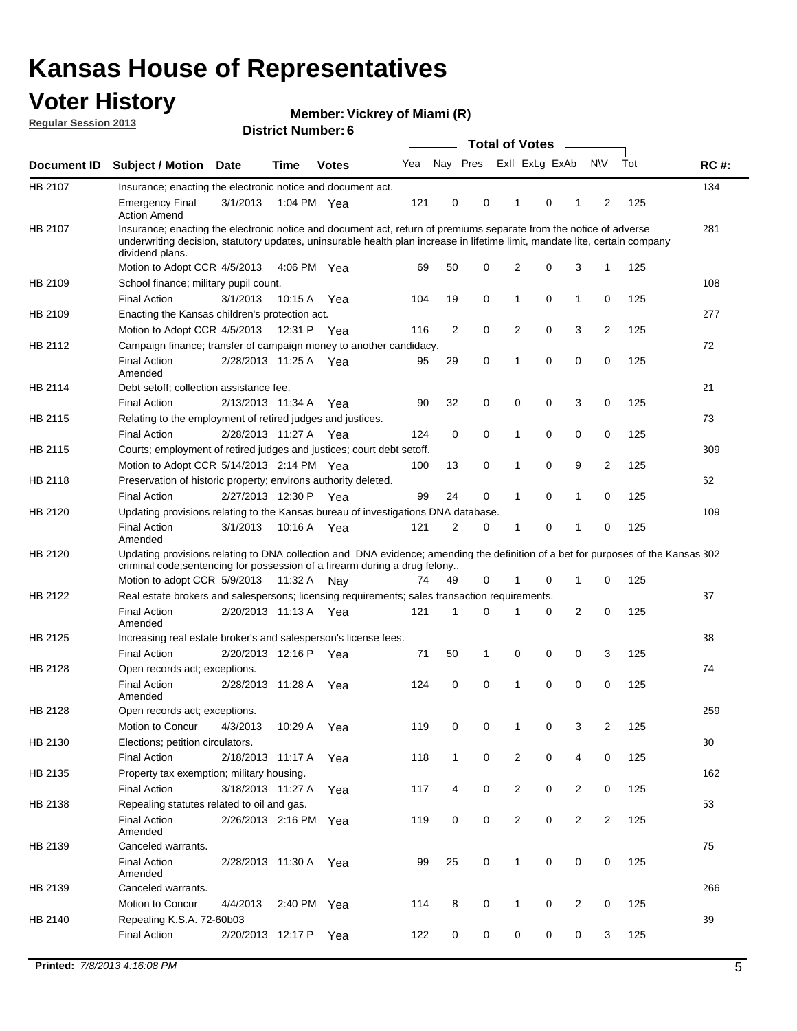# Kansas House of Representatives

## Voter History

**Regular Session 2013**

**Member: Vickrey of Miami (R)**

**District Number: 6**

| Document ID | Subject / Motion | Date | Time | Votes | Yea | Nay | Pres | ExII | ExLg | ExAb | N\V | Tot | RC #: |
|---|---|---|---|---|---|---|---|---|---|---|---|---|---|
| HB 2107 | Insurance; enacting the electronic notice and document act. | | | | | | | | | | | | 134 |
| | Emergency Final Action Amend | 3/1/2013 | 1:04 PM | Yea | 121 | 0 | 0 | 1 | 0 | 1 | 2 | 125 | |
| HB 2107 | Insurance; enacting the electronic notice and document act, return of premiums separate from the notice of adverse underwriting decision, statutory updates, uninsurable health plan increase in lifetime limit, mandate lite, certain company dividend plans. | | | | | | | | | | | | 281 |
| | Motion to Adopt CCR | 4/5/2013 | 4:06 PM | Yea | 69 | 50 | 0 | 2 | 0 | 3 | 1 | 125 | |
| HB 2109 | School finance; military pupil count. | | | | | | | | | | | | 108 |
| | Final Action | 3/1/2013 | 10:15 A | Yea | 104 | 19 | 0 | 1 | 0 | 1 | 0 | 125 | |
| HB 2109 | Enacting the Kansas children's protection act. | | | | | | | | | | | | 277 |
| | Motion to Adopt CCR | 4/5/2013 | 12:31 P | Yea | 116 | 2 | 0 | 2 | 0 | 3 | 2 | 125 | |
| HB 2112 | Campaign finance; transfer of campaign money to another candidacy. | | | | | | | | | | | | 72 |
| | Final Action Amended | 2/28/2013 | 11:25 A | Yea | 95 | 29 | 0 | 1 | 0 | 0 | 0 | 125 | |
| HB 2114 | Debt setoff; collection assistance fee. | | | | | | | | | | | | 21 |
| | Final Action | 2/13/2013 | 11:34 A | Yea | 90 | 32 | 0 | 0 | 0 | 3 | 0 | 125 | |
| HB 2115 | Relating to the employment of retired judges and justices. | | | | | | | | | | | | 73 |
| | Final Action | 2/28/2013 | 11:27 A | Yea | 124 | 0 | 0 | 1 | 0 | 0 | 0 | 125 | |
| HB 2115 | Courts; employment of retired judges and justices; court debt setoff. | | | | | | | | | | | | 309 |
| | Motion to Adopt CCR | 5/14/2013 | 2:14 PM | Yea | 100 | 13 | 0 | 1 | 0 | 9 | 2 | 125 | |
| HB 2118 | Preservation of historic property; environs authority deleted. | | | | | | | | | | | | 62 |
| | Final Action | 2/27/2013 | 12:30 P | Yea | 99 | 24 | 0 | 1 | 0 | 1 | 0 | 125 | |
| HB 2120 | Updating provisions relating to the Kansas bureau of investigations DNA database. | | | | | | | | | | | | 109 |
| | Final Action Amended | 3/1/2013 | 10:16 A | Yea | 121 | 2 | 0 | 1 | 0 | 1 | 0 | 125 | |
| HB 2120 | Updating provisions relating to DNA collection and DNA evidence; amending the definition of a bet for purposes of the Kansas criminal code;sentencing for possession of a firearm during a drug felony.. | | | | | | | | | | | | 302 |
| | Motion to adopt CCR | 5/9/2013 | 11:32 A | Nay | 74 | 49 | 0 | 1 | 0 | 1 | 0 | 125 | |
| HB 2122 | Real estate brokers and salespersons; licensing requirements; sales transaction requirements. | | | | | | | | | | | | 37 |
| | Final Action Amended | 2/20/2013 | 11:13 A | Yea | 121 | 1 | 0 | 1 | 0 | 2 | 0 | 125 | |
| HB 2125 | Increasing real estate broker's and salesperson's license fees. | | | | | | | | | | | | 38 |
| | Final Action | 2/20/2013 | 12:16 P | Yea | 71 | 50 | 1 | 0 | 0 | 0 | 3 | 125 | |
| HB 2128 | Open records act; exceptions. | | | | | | | | | | | | 74 |
| | Final Action Amended | 2/28/2013 | 11:28 A | Yea | 124 | 0 | 0 | 1 | 0 | 0 | 0 | 125 | |
| HB 2128 | Open records act; exceptions. | | | | | | | | | | | | 259 |
| | Motion to Concur | 4/3/2013 | 10:29 A | Yea | 119 | 0 | 0 | 1 | 0 | 3 | 2 | 125 | |
| HB 2130 | Elections; petition circulators. | | | | | | | | | | | | 30 |
| | Final Action | 2/18/2013 | 11:17 A | Yea | 118 | 1 | 0 | 2 | 0 | 4 | 0 | 125 | |
| HB 2135 | Property tax exemption; military housing. | | | | | | | | | | | | 162 |
| | Final Action | 3/18/2013 | 11:27 A | Yea | 117 | 4 | 0 | 2 | 0 | 2 | 0 | 125 | |
| HB 2138 | Repealing statutes related to oil and gas. | | | | | | | | | | | | 53 |
| | Final Action Amended | 2/26/2013 | 2:16 PM | Yea | 119 | 0 | 0 | 2 | 0 | 2 | 2 | 125 | |
| HB 2139 | Canceled warrants. | | | | | | | | | | | | 75 |
| | Final Action Amended | 2/28/2013 | 11:30 A | Yea | 99 | 25 | 0 | 1 | 0 | 0 | 0 | 125 | |
| HB 2139 | Canceled warrants. | | | | | | | | | | | | 266 |
| | Motion to Concur | 4/4/2013 | 2:40 PM | Yea | 114 | 8 | 0 | 1 | 0 | 2 | 0 | 125 | |
| HB 2140 | Repealing K.S.A. 72-60b03 | | | | | | | | | | | | 39 |
| | Final Action | 2/20/2013 | 12:17 P | Yea | 122 | 0 | 0 | 0 | 0 | 0 | 3 | 125 | |

**Printed:** *7/8/2013 4:16:08 PM*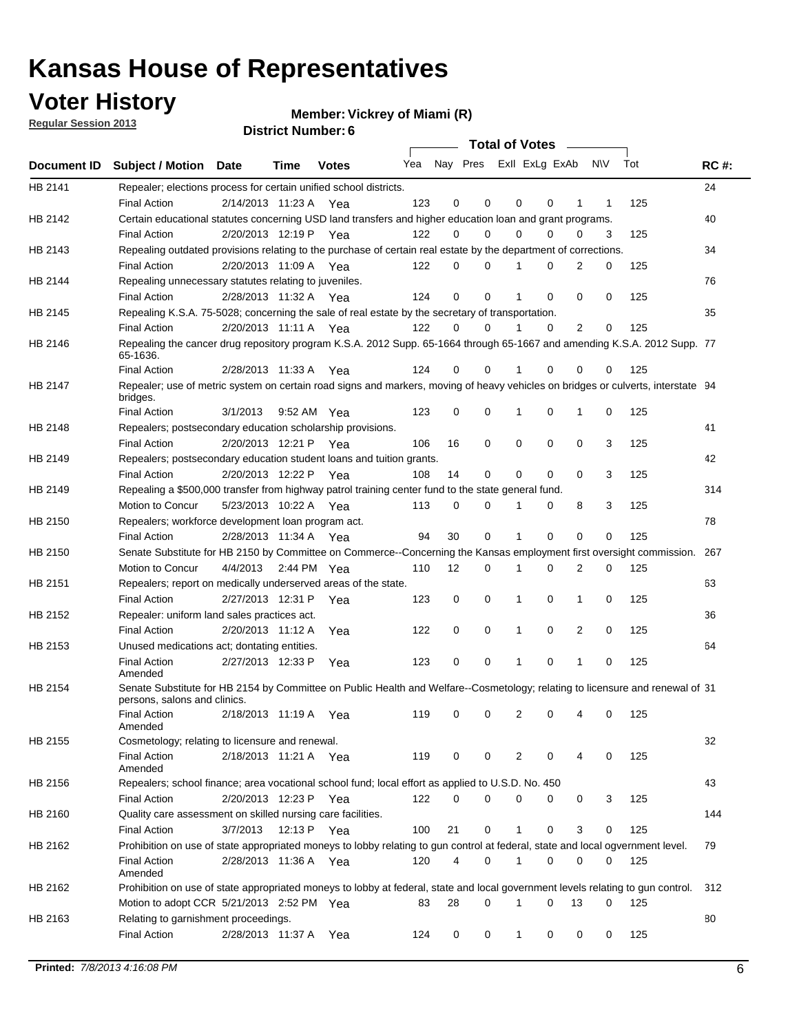# Kansas House of Representatives

## Voter History

**Regular Session 2013**

**Member: Vickrey of Miami (R)**

**District Number: 6**

| Document ID | Subject / Motion | Date | Time | Votes | Yea | Nay | Pres | ExII | ExLg | ExAb | N\V | Tot | RC #: |
|---|---|---|---|---|---|---|---|---|---|---|---|---|---|
| HB 2141 | Repealer; elections process for certain unified school districts. | | | | | | | | | | | | 24 |
| | Final Action | 2/14/2013 | 11:23 A | Yea | 123 | 0 | 0 | 0 | 0 | 1 | 1 | 125 | |
| HB 2142 | Certain educational statutes concerning USD land transfers and higher education loan and grant programs. | | | | | | | | | | | | 40 |
| | Final Action | 2/20/2013 | 12:19 P | Yea | 122 | 0 | 0 | 0 | 0 | 0 | 3 | 125 | |
| HB 2143 | Repealing outdated provisions relating to the purchase of certain real estate by the department of corrections. | | | | | | | | | | | | 34 |
| | Final Action | 2/20/2013 | 11:09 A | Yea | 122 | 0 | 0 | 1 | 0 | 2 | 0 | 125 | |
| HB 2144 | Repealing unnecessary statutes relating to juveniles. | | | | | | | | | | | | 76 |
| | Final Action | 2/28/2013 | 11:32 A | Yea | 124 | 0 | 0 | 1 | 0 | 0 | 0 | 125 | |
| HB 2145 | Repealing K.S.A. 75-5028; concerning the sale of real estate by the secretary of transportation. | | | | | | | | | | | | 35 |
| | Final Action | 2/20/2013 | 11:11 A | Yea | 122 | 0 | 0 | 1 | 0 | 2 | 0 | 125 | |
| HB 2146 | Repealing the cancer drug repository program K.S.A. 2012 Supp. 65-1664 through 65-1667 and amending K.S.A. 2012 Supp. 65-1636. | | | | | | | | | | | | 77 |
| | Final Action | 2/28/2013 | 11:33 A | Yea | 124 | 0 | 0 | 1 | 0 | 0 | 0 | 125 | |
| HB 2147 | Repealer; use of metric system on certain road signs and markers, moving of heavy vehicles on bridges or culverts, interstate bridges. | | | | | | | | | | | | 94 |
| | Final Action | 3/1/2013 | 9:52 AM | Yea | 123 | 0 | 0 | 1 | 0 | 1 | 0 | 125 | |
| HB 2148 | Repealers; postsecondary education scholarship provisions. | | | | | | | | | | | | 41 |
| | Final Action | 2/20/2013 | 12:21 P | Yea | 106 | 16 | 0 | 0 | 0 | 0 | 3 | 125 | |
| HB 2149 | Repealers; postsecondary education student loans and tuition grants. | | | | | | | | | | | | 42 |
| | Final Action | 2/20/2013 | 12:22 P | Yea | 108 | 14 | 0 | 0 | 0 | 0 | 3 | 125 | |
| HB 2149 | Repealing a $500,000 transfer from highway patrol training center fund to the state general fund. | | | | | | | | | | | | 314 |
| | Motion to Concur | 5/23/2013 | 10:22 A | Yea | 113 | 0 | 0 | 1 | 0 | 8 | 3 | 125 | |
| HB 2150 | Repealers; workforce development loan program act. | | | | | | | | | | | | 78 |
| | Final Action | 2/28/2013 | 11:34 A | Yea | 94 | 30 | 0 | 1 | 0 | 0 | 0 | 125 | |
| HB 2150 | Senate Substitute for HB 2150 by Committee on Commerce--Concerning the Kansas employment first oversight commission. | | | | | | | | | | | | 267 |
| | Motion to Concur | 4/4/2013 | 2:44 PM | Yea | 110 | 12 | 0 | 1 | 0 | 2 | 0 | 125 | |
| HB 2151 | Repealers; report on medically underserved areas of the state. | | | | | | | | | | | | 63 |
| | Final Action | 2/27/2013 | 12:31 P | Yea | 123 | 0 | 0 | 1 | 0 | 1 | 0 | 125 | |
| HB 2152 | Repealer: uniform land sales practices act. | | | | | | | | | | | | 36 |
| | Final Action | 2/20/2013 | 11:12 A | Yea | 122 | 0 | 0 | 1 | 0 | 2 | 0 | 125 | |
| HB 2153 | Unused medications act; dontating entities. | | | | | | | | | | | | 64 |
| | Final Action Amended | 2/27/2013 | 12:33 P | Yea | 123 | 0 | 0 | 1 | 0 | 1 | 0 | 125 | |
| HB 2154 | Senate Substitute for HB 2154 by Committee on Public Health and Welfare--Cosmetology; relating to licensure and renewal of persons, salons and clinics. | | | | | | | | | | | | 31 |
| | Final Action Amended | 2/18/2013 | 11:19 A | Yea | 119 | 0 | 0 | 2 | 0 | 4 | 0 | 125 | |
| HB 2155 | Cosmetology; relating to licensure and renewal. | | | | | | | | | | | | 32 |
| | Final Action Amended | 2/18/2013 | 11:21 A | Yea | 119 | 0 | 0 | 2 | 0 | 4 | 0 | 125 | |
| HB 2156 | Repealers; school finance; area vocational school fund; local effort as applied to U.S.D. No. 450 | | | | | | | | | | | | 43 |
| | Final Action | 2/20/2013 | 12:23 P | Yea | 122 | 0 | 0 | 0 | 0 | 0 | 3 | 125 | |
| HB 2160 | Quality care assessment on skilled nursing care facilities. | | | | | | | | | | | | 144 |
| | Final Action | 3/7/2013 | 12:13 P | Yea | 100 | 21 | 0 | 1 | 0 | 3 | 0 | 125 | |
| HB 2162 | Prohibition on use of state appropriated moneys to lobby relating to gun control at federal, state and local ogvernment level. | | | | | | | | | | | | 79 |
| | Final Action Amended | 2/28/2013 | 11:36 A | Yea | 120 | 4 | 0 | 1 | 0 | 0 | 0 | 125 | |
| HB 2162 | Prohibition on use of state appropriated moneys to lobby at federal, state and local government levels relating to gun control. | | | | | | | | | | | | 312 |
| | Motion to adopt CCR | 5/21/2013 | 2:52 PM | Yea | 83 | 28 | 0 | 1 | 0 | 13 | 0 | 125 | |
| HB 2163 | Relating to garnishment proceedings. | | | | | | | | | | | | 80 |
| | Final Action | 2/28/2013 | 11:37 A | Yea | 124 | 0 | 0 | 1 | 0 | 0 | 0 | 125 | |

**Printed:** *7/8/2013 4:16:08 PM*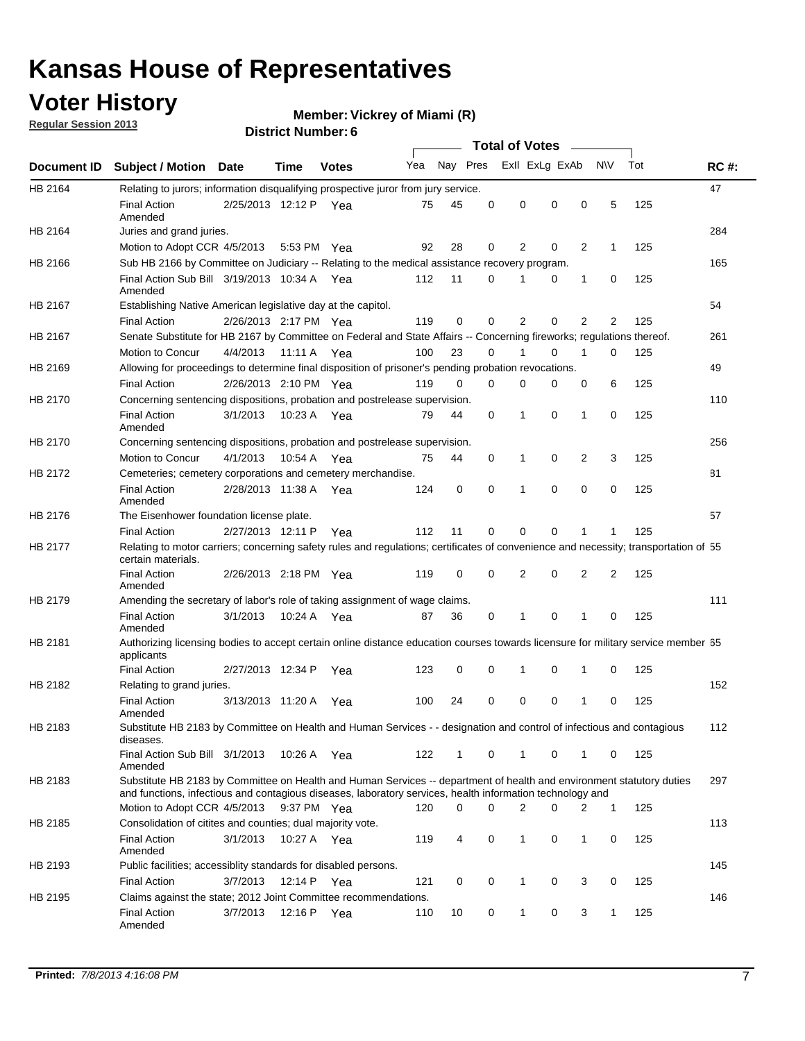# Kansas House of Representatives

## Voter History

**Regular Session 2013**

**Member: Vickrey of Miami (R)**

**District Number: 6**

| Document ID | Subject / Motion | Date | Time | Votes | Yea | Nay | Pres | ExII | ExLg | ExAb | N\V | Tot | RC #: |
|---|---|---|---|---|---|---|---|---|---|---|---|---|---|
| HB 2164 | Relating to jurors; information disqualifying prospective juror from jury service. | | | | | | | | | | | | 47 |
| | Final Action Amended | 2/25/2013 | 12:12 P | Yea | 75 | 45 | 0 | 0 | 0 | 0 | 5 | 125 | |
| HB 2164 | Juries and grand juries. | | | | | | | | | | | | 284 |
| | Motion to Adopt CCR | 4/5/2013 | 5:53 PM | Yea | 92 | 28 | 0 | 2 | 0 | 2 | 1 | 125 | |
| HB 2166 | Sub HB 2166 by Committee on Judiciary -- Relating to the medical assistance recovery program. | | | | | | | | | | | | 165 |
| | Final Action Sub Bill Amended | 3/19/2013 | 10:34 A | Yea | 112 | 11 | 0 | 1 | 0 | 1 | 0 | 125 | |
| HB 2167 | Establishing Native American legislative day at the capitol. | | | | | | | | | | | | 54 |
| | Final Action | 2/26/2013 | 2:17 PM | Yea | 119 | 0 | 0 | 2 | 0 | 2 | 2 | 125 | |
| HB 2167 | Senate Substitute for HB 2167 by Committee on Federal and State Affairs -- Concerning fireworks; regulations thereof. | | | | | | | | | | | | 261 |
| | Motion to Concur | 4/4/2013 | 11:11 A | Yea | 100 | 23 | 0 | 1 | 0 | 1 | 0 | 125 | |
| HB 2169 | Allowing for proceedings to determine final disposition of prisoner's pending probation revocations. | | | | | | | | | | | | 49 |
| | Final Action | 2/26/2013 | 2:10 PM | Yea | 119 | 0 | 0 | 0 | 0 | 0 | 6 | 125 | |
| HB 2170 | Concerning sentencing dispositions, probation and postrelease supervision. | | | | | | | | | | | | 110 |
| | Final Action Amended | 3/1/2013 | 10:23 A | Yea | 79 | 44 | 0 | 1 | 0 | 1 | 0 | 125 | |
| HB 2170 | Concerning sentencing dispositions, probation and postrelease supervision. | | | | | | | | | | | | 256 |
| | Motion to Concur | 4/1/2013 | 10:54 A | Yea | 75 | 44 | 0 | 1 | 0 | 2 | 3 | 125 | |
| HB 2172 | Cemeteries; cemetery corporations and cemetery merchandise. | | | | | | | | | | | | 81 |
| | Final Action Amended | 2/28/2013 | 11:38 A | Yea | 124 | 0 | 0 | 1 | 0 | 0 | 0 | 125 | |
| HB 2176 | The Eisenhower foundation license plate. | | | | | | | | | | | | 57 |
| | Final Action | 2/27/2013 | 12:11 P | Yea | 112 | 11 | 0 | 0 | 0 | 1 | 1 | 125 | |
| HB 2177 | Relating to motor carriers; concerning safety rules and regulations; certificates of convenience and necessity; transportation of certain materials. | | | | | | | | | | | | 55 |
| | Final Action Amended | 2/26/2013 | 2:18 PM | Yea | 119 | 0 | 0 | 2 | 0 | 2 | 2 | 125 | |
| HB 2179 | Amending the secretary of labor's role of taking assignment of wage claims. | | | | | | | | | | | | 111 |
| | Final Action Amended | 3/1/2013 | 10:24 A | Yea | 87 | 36 | 0 | 1 | 0 | 1 | 0 | 125 | |
| HB 2181 | Authorizing licensing bodies to accept certain online distance education courses towards licensure for military service member applicants | | | | | | | | | | | | 65 |
| | Final Action | 2/27/2013 | 12:34 P | Yea | 123 | 0 | 0 | 1 | 0 | 1 | 0 | 125 | |
| HB 2182 | Relating to grand juries. | | | | | | | | | | | | 152 |
| | Final Action Amended | 3/13/2013 | 11:20 A | Yea | 100 | 24 | 0 | 0 | 0 | 1 | 0 | 125 | |
| HB 2183 | Substitute HB 2183 by Committee on Health and Human Services - - designation and control of infectious and contagious diseases. | | | | | | | | | | | | 112 |
| | Final Action Sub Bill Amended | 3/1/2013 | 10:26 A | Yea | 122 | 1 | 0 | 1 | 0 | 1 | 0 | 125 | |
| HB 2183 | Substitute HB 2183 by Committee on Health and Human Services -- department of health and environment statutory duties and functions, infectious and contagious diseases, laboratory services, health information technology and | | | | | | | | | | | | 297 |
| | Motion to Adopt CCR | 4/5/2013 | 9:37 PM | Yea | 120 | 0 | 0 | 2 | 0 | 2 | 1 | 125 | |
| HB 2185 | Consolidation of citites and counties; dual majority vote. | | | | | | | | | | | | 113 |
| | Final Action Amended | 3/1/2013 | 10:27 A | Yea | 119 | 4 | 0 | 1 | 0 | 1 | 0 | 125 | |
| HB 2193 | Public facilities; accessiblity standards for disabled persons. | | | | | | | | | | | | 145 |
| | Final Action | 3/7/2013 | 12:14 P | Yea | 121 | 0 | 0 | 1 | 0 | 3 | 0 | 125 | |
| HB 2195 | Claims against the state; 2012 Joint Committee recommendations. | | | | | | | | | | | | 146 |
| | Final Action Amended | 3/7/2013 | 12:16 P | Yea | 110 | 10 | 0 | 1 | 0 | 3 | 1 | 125 | |

**Printed:** *7/8/2013 4:16:08 PM*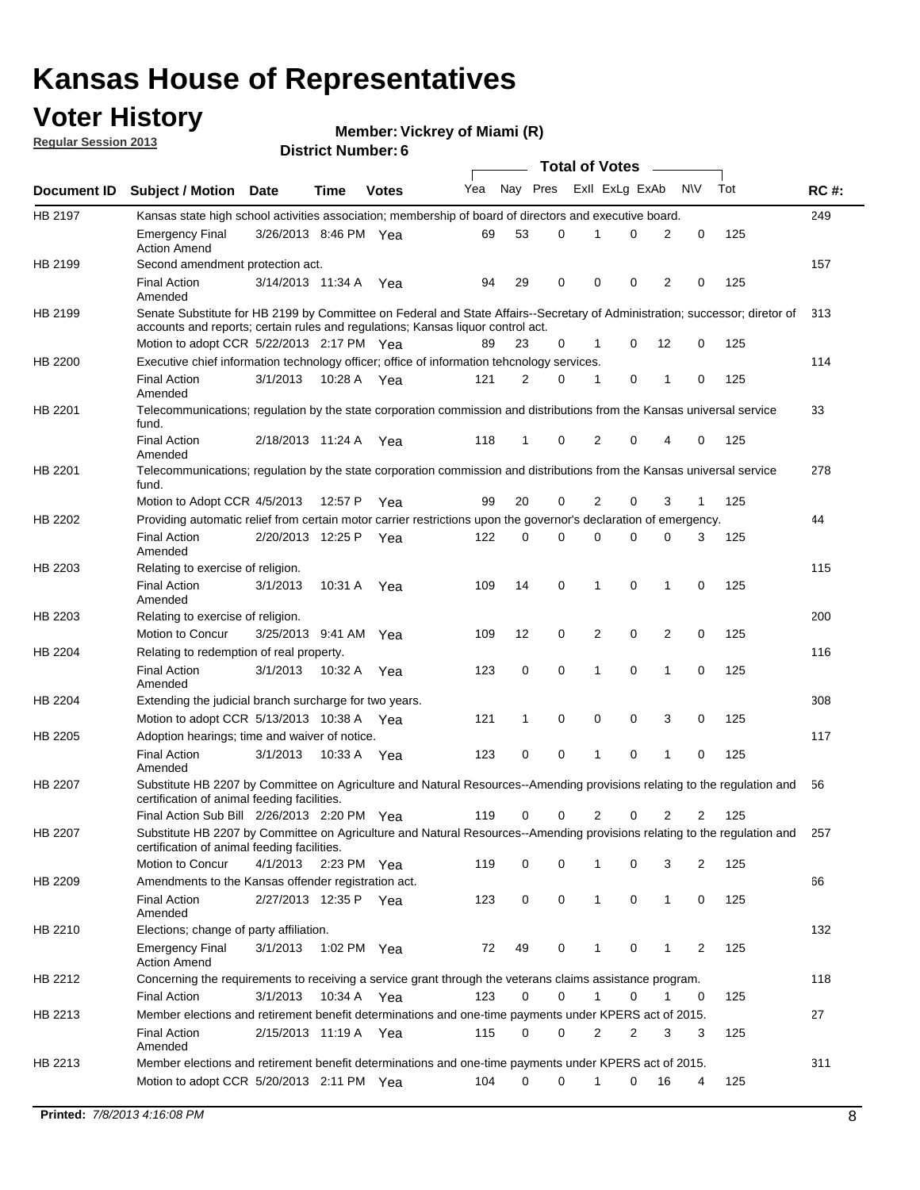# Kansas House of Representatives

## Voter History

**Regular Session 2013**

**Member: Vickrey of Miami (R)**

**District Number: 6**

| Document ID | Subject / Motion | Date | Time | Votes | Yea | Nay | Pres | ExII | ExLg | ExAb | N\V | Tot | RC #: |
|---|---|---|---|---|---|---|---|---|---|---|---|---|---|
| HB 2197 | Kansas state high school activities association; membership of board of directors and executive board. | | | | | | | | | | | | 249 |
| | Emergency Final Action Amend | 3/26/2013 | 8:46 PM | Yea | 69 | 53 | 0 | 1 | 0 | 2 | 0 | 125 | |
| HB 2199 | Second amendment protection act. | | | | | | | | | | | | 157 |
| | Final Action Amended | 3/14/2013 | 11:34 A | Yea | 94 | 29 | 0 | 0 | 0 | 2 | 0 | 125 | |
| HB 2199 | Senate Substitute for HB 2199 by Committee on Federal and State Affairs--Secretary of Administration; successor; diretor of accounts and reports; certain rules and regulations; Kansas liquor control act. | | | | | | | | | | | | 313 |
| | Motion to adopt CCR | 5/22/2013 | 2:17 PM | Yea | 89 | 23 | 0 | 1 | 0 | 12 | 0 | 125 | |
| HB 2200 | Executive chief information technology officer; office of information tehcnology services. | | | | | | | | | | | | 114 |
| | Final Action Amended | 3/1/2013 | 10:28 A | Yea | 121 | 2 | 0 | 1 | 0 | 1 | 0 | 125 | |
| HB 2201 | Telecommunications; regulation by the state corporation commission and distributions from the Kansas universal service fund. | | | | | | | | | | | | 33 |
| | Final Action Amended | 2/18/2013 | 11:24 A | Yea | 118 | 1 | 0 | 2 | 0 | 4 | 0 | 125 | |
| HB 2201 | Telecommunications; regulation by the state corporation commission and distributions from the Kansas universal service fund. | | | | | | | | | | | | 278 |
| | Motion to Adopt CCR | 4/5/2013 | 12:57 P | Yea | 99 | 20 | 0 | 2 | 0 | 3 | 1 | 125 | |
| HB 2202 | Providing automatic relief from certain motor carrier restrictions upon the governor's declaration of emergency. | | | | | | | | | | | | 44 |
| | Final Action Amended | 2/20/2013 | 12:25 P | Yea | 122 | 0 | 0 | 0 | 0 | 0 | 3 | 125 | |
| HB 2203 | Relating to exercise of religion. | | | | | | | | | | | | 115 |
| | Final Action Amended | 3/1/2013 | 10:31 A | Yea | 109 | 14 | 0 | 1 | 0 | 1 | 0 | 125 | |
| HB 2203 | Relating to exercise of religion. | | | | | | | | | | | | 200 |
| | Motion to Concur | 3/25/2013 | 9:41 AM | Yea | 109 | 12 | 0 | 2 | 0 | 2 | 0 | 125 | |
| HB 2204 | Relating to redemption of real property. | | | | | | | | | | | | 116 |
| | Final Action Amended | 3/1/2013 | 10:32 A | Yea | 123 | 0 | 0 | 1 | 0 | 1 | 0 | 125 | |
| HB 2204 | Extending the judicial branch surcharge for two years. | | | | | | | | | | | | 308 |
| | Motion to adopt CCR | 5/13/2013 | 10:38 A | Yea | 121 | 1 | 0 | 0 | 0 | 3 | 0 | 125 | |
| HB 2205 | Adoption hearings; time and waiver of notice. | | | | | | | | | | | | 117 |
| | Final Action Amended | 3/1/2013 | 10:33 A | Yea | 123 | 0 | 0 | 1 | 0 | 1 | 0 | 125 | |
| HB 2207 | Substitute HB 2207 by Committee on Agriculture and Natural Resources--Amending provisions relating to the regulation and certification of animal feeding facilities. | | | | | | | | | | | | 56 |
| | Final Action Sub Bill | 2/26/2013 | 2:20 PM | Yea | 119 | 0 | 0 | 2 | 0 | 2 | 2 | 125 | |
| HB 2207 | Substitute HB 2207 by Committee on Agriculture and Natural Resources--Amending provisions relating to the regulation and certification of animal feeding facilities. | | | | | | | | | | | | 257 |
| | Motion to Concur | 4/1/2013 | 2:23 PM | Yea | 119 | 0 | 0 | 1 | 0 | 3 | 2 | 125 | |
| HB 2209 | Amendments to the Kansas offender registration act. | | | | | | | | | | | | 66 |
| | Final Action Amended | 2/27/2013 | 12:35 P | Yea | 123 | 0 | 0 | 1 | 0 | 1 | 0 | 125 | |
| HB 2210 | Elections; change of party affiliation. | | | | | | | | | | | | 132 |
| | Emergency Final Action Amend | 3/1/2013 | 1:02 PM | Yea | 72 | 49 | 0 | 1 | 0 | 1 | 2 | 125 | |
| HB 2212 | Concerning the requirements to receiving a service grant through the veterans claims assistance program. | | | | | | | | | | | | 118 |
| | Final Action | 3/1/2013 | 10:34 A | Yea | 123 | 0 | 0 | 1 | 0 | 1 | 0 | 125 | |
| HB 2213 | Member elections and retirement benefit determinations and one-time payments under KPERS act of 2015. | | | | | | | | | | | | 27 |
| | Final Action Amended | 2/15/2013 | 11:19 A | Yea | 115 | 0 | 0 | 2 | 2 | 3 | 3 | 125 | |
| HB 2213 | Member elections and retirement benefit determinations and one-time payments under KPERS act of 2015. | | | | | | | | | | | | 311 |
| | Motion to adopt CCR | 5/20/2013 | 2:11 PM | Yea | 104 | 0 | 0 | 1 | 0 | 16 | 4 | 125 | |

**Printed:** *7/8/2013 4:16:08 PM*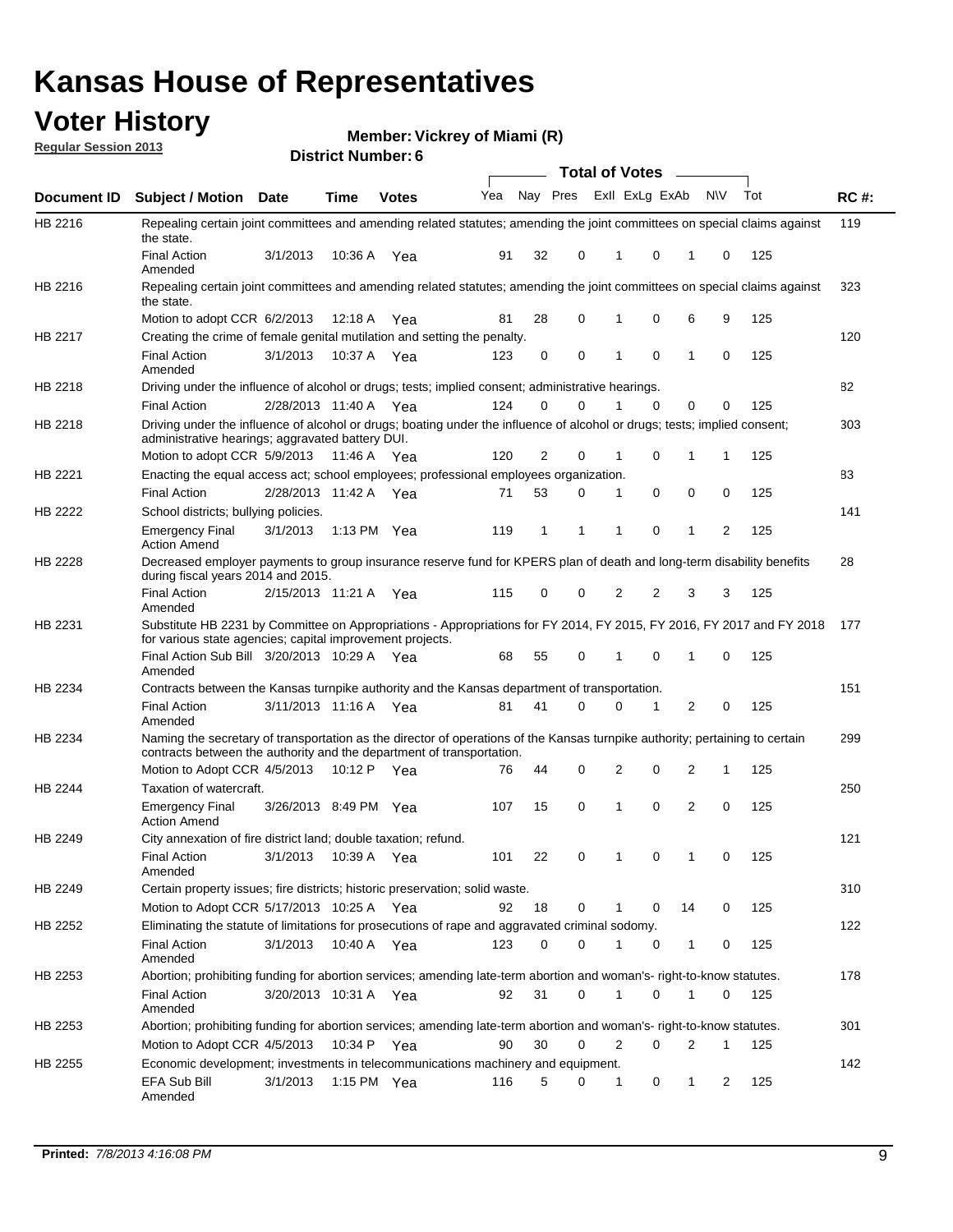# Kansas House of Representatives

## Voter History

**Regular Session 2013**

**Member: Vickrey of Miami (R)**

**District Number: 6**

| Document ID | Subject / Motion | Date | Time | Votes | Yea | Nay | Pres | ExII | ExLg | ExAb | N\V | Tot | RC #: |
|---|---|---|---|---|---|---|---|---|---|---|---|---|---|
| HB 2216 | Repealing certain joint committees and amending related statutes; amending the joint committees on special claims against the state. | | | | | | | | | | | | 119 |
| | Final Action Amended | 3/1/2013 | 10:36 A | Yea | 91 | 32 | 0 | 1 | 0 | 1 | 0 | 125 | |
| HB 2216 | Repealing certain joint committees and amending related statutes; amending the joint committees on special claims against the state. | | | | | | | | | | | | 323 |
| | Motion to adopt CCR | 6/2/2013 | 12:18 A | Yea | 81 | 28 | 0 | 1 | 0 | 6 | 9 | 125 | |
| HB 2217 | Creating the crime of female genital mutilation and setting the penalty. | | | | | | | | | | | | 120 |
| | Final Action Amended | 3/1/2013 | 10:37 A | Yea | 123 | 0 | 0 | 1 | 0 | 1 | 0 | 125 | |
| HB 2218 | Driving under the influence of alcohol or drugs; tests; implied consent; administrative hearings. | | | | | | | | | | | | 82 |
| | Final Action | 2/28/2013 | 11:40 A | Yea | 124 | 0 | 0 | 1 | 0 | 0 | 0 | 125 | |
| HB 2218 | Driving under the influence of alcohol or drugs; boating under the influence of alcohol or drugs; tests; implied consent; administrative hearings; aggravated battery DUI. | | | | | | | | | | | | 303 |
| | Motion to adopt CCR | 5/9/2013 | 11:46 A | Yea | 120 | 2 | 0 | 1 | 0 | 1 | 1 | 125 | |
| HB 2221 | Enacting the equal access act; school employees; professional employees organization. | | | | | | | | | | | | 83 |
| | Final Action | 2/28/2013 | 11:42 A | Yea | 71 | 53 | 0 | 1 | 0 | 0 | 0 | 125 | |
| HB 2222 | School districts; bullying policies. | | | | | | | | | | | | 141 |
| | Emergency Final Action Amend | 3/1/2013 | 1:13 PM | Yea | 119 | 1 | 1 | 1 | 0 | 1 | 2 | 125 | |
| HB 2228 | Decreased employer payments to group insurance reserve fund for KPERS plan of death and long-term disability benefits during fiscal years 2014 and 2015. | | | | | | | | | | | | 28 |
| | Final Action Amended | 2/15/2013 | 11:21 A | Yea | 115 | 0 | 0 | 2 | 2 | 3 | 3 | 125 | |
| HB 2231 | Substitute HB 2231 by Committee on Appropriations - Appropriations for FY 2014, FY 2015, FY 2016, FY 2017 and FY 2018 for various state agencies; capital improvement projects. | | | | | | | | | | | | 177 |
| | Final Action Sub Bill Amended | 3/20/2013 | 10:29 A | Yea | 68 | 55 | 0 | 1 | 0 | 1 | 0 | 125 | |
| HB 2234 | Contracts between the Kansas turnpike authority and the Kansas department of transportation. | | | | | | | | | | | | 151 |
| | Final Action Amended | 3/11/2013 | 11:16 A | Yea | 81 | 41 | 0 | 0 | 1 | 2 | 0 | 125 | |
| HB 2234 | Naming the secretary of transportation as the director of operations of the Kansas turnpike authority; pertaining to certain contracts between the authority and the department of transportation. | | | | | | | | | | | | 299 |
| | Motion to Adopt CCR | 4/5/2013 | 10:12 P | Yea | 76 | 44 | 0 | 2 | 0 | 2 | 1 | 125 | |
| HB 2244 | Taxation of watercraft. | | | | | | | | | | | | 250 |
| | Emergency Final Action Amend | 3/26/2013 | 8:49 PM | Yea | 107 | 15 | 0 | 1 | 0 | 2 | 0 | 125 | |
| HB 2249 | City annexation of fire district land; double taxation; refund. | | | | | | | | | | | | 121 |
| | Final Action Amended | 3/1/2013 | 10:39 A | Yea | 101 | 22 | 0 | 1 | 0 | 1 | 0 | 125 | |
| HB 2249 | Certain property issues; fire districts; historic preservation; solid waste. | | | | | | | | | | | | 310 |
| | Motion to Adopt CCR | 5/17/2013 | 10:25 A | Yea | 92 | 18 | 0 | 1 | 0 | 14 | 0 | 125 | |
| HB 2252 | Eliminating the statute of limitations for prosecutions of rape and aggravated criminal sodomy. | | | | | | | | | | | | 122 |
| | Final Action Amended | 3/1/2013 | 10:40 A | Yea | 123 | 0 | 0 | 1 | 0 | 1 | 0 | 125 | |
| HB 2253 | Abortion; prohibiting funding for abortion services; amending late-term abortion and woman's- right-to-know statutes. | | | | | | | | | | | | 178 |
| | Final Action Amended | 3/20/2013 | 10:31 A | Yea | 92 | 31 | 0 | 1 | 0 | 1 | 0 | 125 | |
| HB 2253 | Abortion; prohibiting funding for abortion services; amending late-term abortion and woman's- right-to-know statutes. | | | | | | | | | | | | 301 |
| | Motion to Adopt CCR | 4/5/2013 | 10:34 P | Yea | 90 | 30 | 0 | 2 | 0 | 2 | 1 | 125 | |
| HB 2255 | Economic development; investments in telecommunications machinery and equipment. | | | | | | | | | | | | 142 |
| | EFA Sub Bill Amended | 3/1/2013 | 1:15 PM | Yea | 116 | 5 | 0 | 1 | 0 | 1 | 2 | 125 | |

**Printed:** *7/8/2013 4:16:08 PM*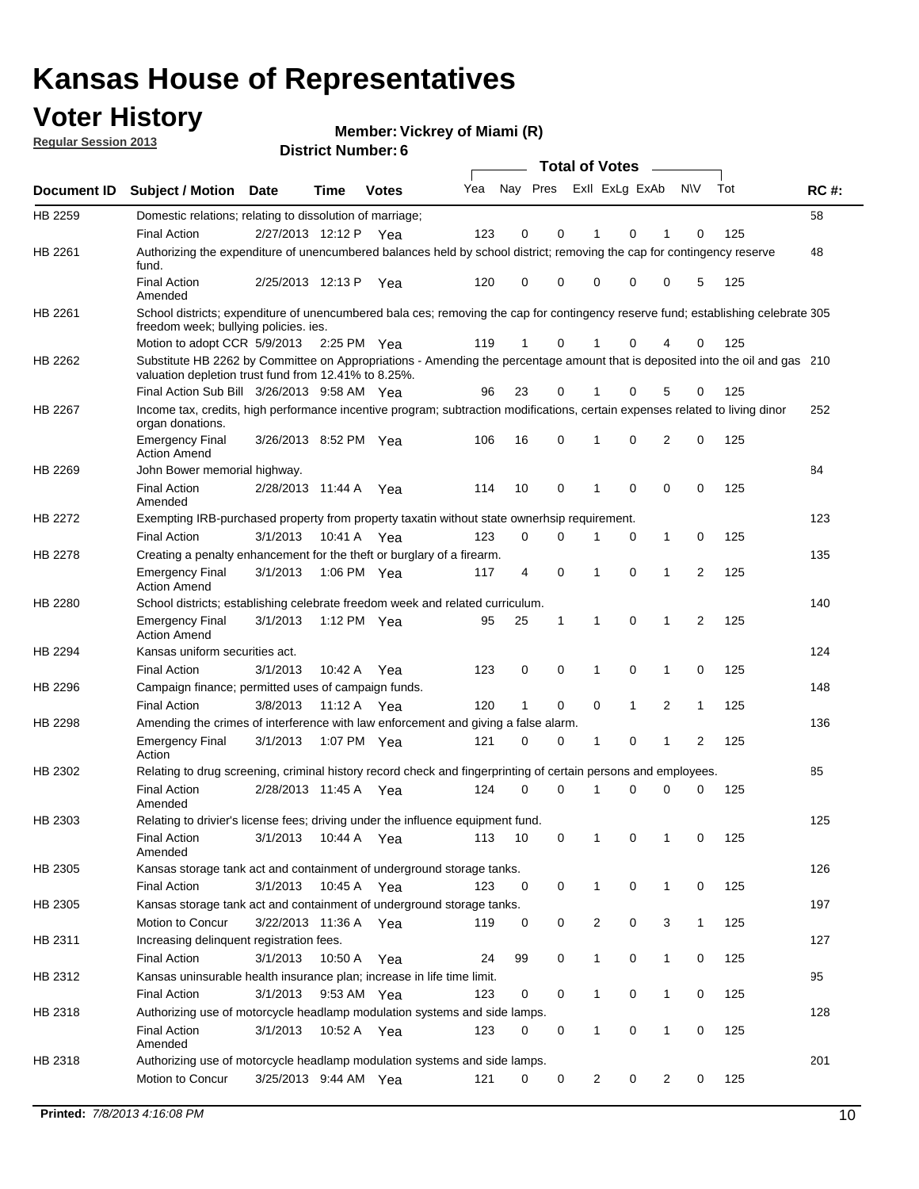# Kansas House of Representatives

## Voter History

**Regular Session 2013**

**Member: Vickrey of Miami (R)**

**District Number: 6**

| Document ID | Subject / Motion | Date | Time | Votes | Yea | Nay | Pres | ExII | ExLg | ExAb | N\V | Tot | RC #: |
|---|---|---|---|---|---|---|---|---|---|---|---|---|---|
| HB 2259 | Domestic relations; relating to dissolution of marriage; | | | | | | | | | | | | 58 |
| | Final Action | 2/27/2013 | 12:12 P | Yea | 123 | 0 | 0 | 1 | 0 | 1 | 0 | 125 | |
| HB 2261 | Authorizing the expenditure of unencumbered balances held by school district; removing the cap for contingency reserve fund. | | | | | | | | | | | | 48 |
| | Final Action Amended | 2/25/2013 | 12:13 P | Yea | 120 | 0 | 0 | 0 | 0 | 0 | 5 | 125 | |
| HB 2261 | School districts; expenditure of unencumbered bala ces; removing the cap for contingency reserve fund; establishing celebrate freedom week; bullying policies. ies. | | | | | | | | | | | | 305 |
| | Motion to adopt CCR | 5/9/2013 | 2:25 PM | Yea | 119 | 1 | 0 | 1 | 0 | 4 | 0 | 125 | |
| HB 2262 | Substitute HB 2262 by Committee on Appropriations - Amending the percentage amount that is deposited into the oil and gas valuation depletion trust fund from 12.41% to 8.25%. | | | | | | | | | | | | 210 |
| | Final Action Sub Bill | 3/26/2013 | 9:58 AM | Yea | 96 | 23 | 0 | 1 | 0 | 5 | 0 | 125 | |
| HB 2267 | Income tax, credits, high performance incentive program; subtraction modifications, certain expenses related to living dinor organ donations. | | | | | | | | | | | | 252 |
| | Emergency Final Action Amend | 3/26/2013 | 8:52 PM | Yea | 106 | 16 | 0 | 1 | 0 | 2 | 0 | 125 | |
| HB 2269 | John Bower memorial highway. | | | | | | | | | | | | 84 |
| | Final Action Amended | 2/28/2013 | 11:44 A | Yea | 114 | 10 | 0 | 1 | 0 | 0 | 0 | 125 | |
| HB 2272 | Exempting IRB-purchased property from property taxatin without state ownerhsip requirement. | | | | | | | | | | | | 123 |
| | Final Action | 3/1/2013 | 10:41 A | Yea | 123 | 0 | 0 | 1 | 0 | 1 | 0 | 125 | |
| HB 2278 | Creating a penalty enhancement for the theft or burglary of a firearm. | | | | | | | | | | | | 135 |
| | Emergency Final Action Amend | 3/1/2013 | 1:06 PM | Yea | 117 | 4 | 0 | 1 | 0 | 1 | 2 | 125 | |
| HB 2280 | School districts; establishing celebrate freedom week and related curriculum. | | | | | | | | | | | | 140 |
| | Emergency Final Action Amend | 3/1/2013 | 1:12 PM | Yea | 95 | 25 | 1 | 1 | 0 | 1 | 2 | 125 | |
| HB 2294 | Kansas uniform securities act. | | | | | | | | | | | | 124 |
| | Final Action | 3/1/2013 | 10:42 A | Yea | 123 | 0 | 0 | 1 | 0 | 1 | 0 | 125 | |
| HB 2296 | Campaign finance; permitted uses of campaign funds. | | | | | | | | | | | | 148 |
| | Final Action | 3/8/2013 | 11:12 A | Yea | 120 | 1 | 0 | 0 | 1 | 2 | 1 | 125 | |
| HB 2298 | Amending the crimes of interference with law enforcement and giving a false alarm. | | | | | | | | | | | | 136 |
| | Emergency Final Action | 3/1/2013 | 1:07 PM | Yea | 121 | 0 | 0 | 1 | 0 | 1 | 2 | 125 | |
| HB 2302 | Relating to drug screening, criminal history record check and fingerprinting of certain persons and employees. | | | | | | | | | | | | 85 |
| | Final Action Amended | 2/28/2013 | 11:45 A | Yea | 124 | 0 | 0 | 1 | 0 | 0 | 0 | 125 | |
| HB 2303 | Relating to drivier's license fees; driving under the influence equipment fund. | | | | | | | | | | | | 125 |
| | Final Action Amended | 3/1/2013 | 10:44 A | Yea | 113 | 10 | 0 | 1 | 0 | 1 | 0 | 125 | |
| HB 2305 | Kansas storage tank act and containment of underground storage tanks. | | | | | | | | | | | | 126 |
| | Final Action | 3/1/2013 | 10:45 A | Yea | 123 | 0 | 0 | 1 | 0 | 1 | 0 | 125 | |
| HB 2305 | Kansas storage tank act and containment of underground storage tanks. | | | | | | | | | | | | 197 |
| | Motion to Concur | 3/22/2013 | 11:36 A | Yea | 119 | 0 | 0 | 2 | 0 | 3 | 1 | 125 | |
| HB 2311 | Increasing delinquent registration fees. | | | | | | | | | | | | 127 |
| | Final Action | 3/1/2013 | 10:50 A | Yea | 24 | 99 | 0 | 1 | 0 | 1 | 0 | 125 | |
| HB 2312 | Kansas uninsurable health insurance plan; increase in life time limit. | | | | | | | | | | | | 95 |
| | Final Action | 3/1/2013 | 9:53 AM | Yea | 123 | 0 | 0 | 1 | 0 | 1 | 0 | 125 | |
| HB 2318 | Authorizing use of motorcycle headlamp modulation systems and side lamps. | | | | | | | | | | | | 128 |
| | Final Action Amended | 3/1/2013 | 10:52 A | Yea | 123 | 0 | 0 | 1 | 0 | 1 | 0 | 125 | |
| HB 2318 | Authorizing use of motorcycle headlamp modulation systems and side lamps. | | | | | | | | | | | | 201 |
| | Motion to Concur | 3/25/2013 | 9:44 AM | Yea | 121 | 0 | 0 | 2 | 0 | 2 | 0 | 125 | |

**Printed:** *7/8/2013 4:16:08 PM*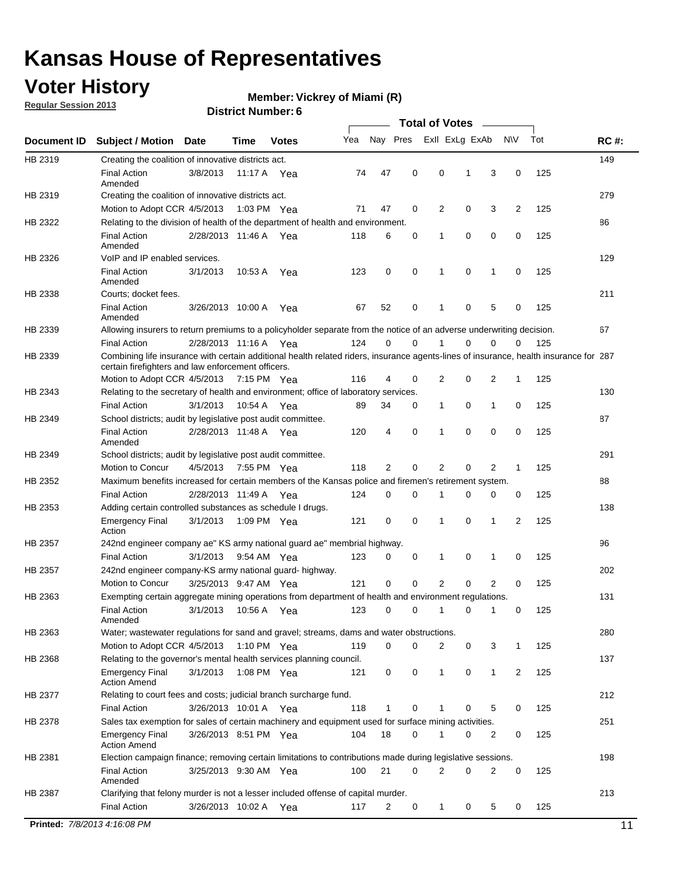# Kansas House of Representatives

## Voter History

**Regular Session 2013**

**Member: Vickrey of Miami (R)**

**District Number: 6**

| Document ID | Subject / Motion | Date | Time | Votes | Yea | Nay | Pres | ExII | ExLg | ExAb | N\V | Tot | RC #: |
|---|---|---|---|---|---|---|---|---|---|---|---|---|---|
| HB 2319 | Creating the coalition of innovative districts act. | | | | | | | | | | | | 149 |
| | Final Action Amended | 3/8/2013 | 11:17 A | Yea | 74 | 47 | 0 | 0 | 1 | 3 | 0 | 125 | |
| HB 2319 | Creating the coalition of innovative districts act. | | | | | | | | | | | | 279 |
| | Motion to Adopt CCR | 4/5/2013 | 1:03 PM | Yea | 71 | 47 | 0 | 2 | 0 | 3 | 2 | 125 | |
| HB 2322 | Relating to the division of health of the department of health and environment. | | | | | | | | | | | | 86 |
| | Final Action Amended | 2/28/2013 | 11:46 A | Yea | 118 | 6 | 0 | 1 | 0 | 0 | 0 | 125 | |
| HB 2326 | VoIP and IP enabled services. | | | | | | | | | | | | 129 |
| | Final Action Amended | 3/1/2013 | 10:53 A | Yea | 123 | 0 | 0 | 1 | 0 | 1 | 0 | 125 | |
| HB 2338 | Courts; docket fees. | | | | | | | | | | | | 211 |
| | Final Action Amended | 3/26/2013 | 10:00 A | Yea | 67 | 52 | 0 | 1 | 0 | 5 | 0 | 125 | |
| HB 2339 | Allowing insurers to return premiums to a policyholder separate from the notice of an adverse underwriting decision. | | | | | | | | | | | | 67 |
| | Final Action | 2/28/2013 | 11:16 A | Yea | 124 | 0 | 0 | 1 | 0 | 0 | 0 | 125 | |
| HB 2339 | Combining life insurance with certain additional health related riders, insurance agents-lines of insurance, health insurance for certain firefighters and law enforcement officers. | | | | | | | | | | | | 287 |
| | Motion to Adopt CCR | 4/5/2013 | 7:15 PM | Yea | 116 | 4 | 0 | 2 | 0 | 2 | 1 | 125 | |
| HB 2343 | Relating to the secretary of health and environment; office of laboratory services. | | | | | | | | | | | | 130 |
| | Final Action | 3/1/2013 | 10:54 A | Yea | 89 | 34 | 0 | 1 | 0 | 1 | 0 | 125 | |
| HB 2349 | School districts; audit by legislative post audit committee. | | | | | | | | | | | | 87 |
| | Final Action Amended | 2/28/2013 | 11:48 A | Yea | 120 | 4 | 0 | 1 | 0 | 0 | 0 | 125 | |
| HB 2349 | School districts; audit by legislative post audit committee. | | | | | | | | | | | | 291 |
| | Motion to Concur | 4/5/2013 | 7:55 PM | Yea | 118 | 2 | 0 | 2 | 0 | 2 | 1 | 125 | |
| HB 2352 | Maximum benefits increased for certain members of the Kansas police and firemen's retirement system. | | | | | | | | | | | | 88 |
| | Final Action | 2/28/2013 | 11:49 A | Yea | 124 | 0 | 0 | 1 | 0 | 0 | 0 | 125 | |
| HB 2353 | Adding certain controlled substances as schedule I drugs. | | | | | | | | | | | | 138 |
| | Emergency Final Action | 3/1/2013 | 1:09 PM | Yea | 121 | 0 | 0 | 1 | 0 | 1 | 2 | 125 | |
| HB 2357 | 242nd engineer company ae" KS army national guard ae" membrial highway. | | | | | | | | | | | | 96 |
| | Final Action | 3/1/2013 | 9:54 AM | Yea | 123 | 0 | 0 | 1 | 0 | 1 | 0 | 125 | |
| HB 2357 | 242nd engineer company-KS army national guard- highway. | | | | | | | | | | | | 202 |
| | Motion to Concur | 3/25/2013 | 9:47 AM | Yea | 121 | 0 | 0 | 2 | 0 | 2 | 0 | 125 | |
| HB 2363 | Exempting certain aggregate mining operations from department of health and environment regulations. | | | | | | | | | | | | 131 |
| | Final Action Amended | 3/1/2013 | 10:56 A | Yea | 123 | 0 | 0 | 1 | 0 | 1 | 0 | 125 | |
| HB 2363 | Water; wastewater regulations for sand and gravel; streams, dams and water obstructions. | | | | | | | | | | | | 280 |
| | Motion to Adopt CCR | 4/5/2013 | 1:10 PM | Yea | 119 | 0 | 0 | 2 | 0 | 3 | 1 | 125 | |
| HB 2368 | Relating to the governor's mental health services planning council. | | | | | | | | | | | | 137 |
| | Emergency Final Action Amend | 3/1/2013 | 1:08 PM | Yea | 121 | 0 | 0 | 1 | 0 | 1 | 2 | 125 | |
| HB 2377 | Relating to court fees and costs; judicial branch surcharge fund. | | | | | | | | | | | | 212 |
| | Final Action | 3/26/2013 | 10:01 A | Yea | 118 | 1 | 0 | 1 | 0 | 5 | 0 | 125 | |
| HB 2378 | Sales tax exemption for sales of certain machinery and equipment used for surface mining activities. | | | | | | | | | | | | 251 |
| | Emergency Final Action Amend | 3/26/2013 | 8:51 PM | Yea | 104 | 18 | 0 | 1 | 0 | 2 | 0 | 125 | |
| HB 2381 | Election campaign finance; removing certain limitations to contributions made during legislative sessions. | | | | | | | | | | | | 198 |
| | Final Action Amended | 3/25/2013 | 9:30 AM | Yea | 100 | 21 | 0 | 2 | 0 | 2 | 0 | 125 | |
| HB 2387 | Clarifying that felony murder is not a lesser included offense of capital murder. | | | | | | | | | | | | 213 |
| | Final Action | 3/26/2013 | 10:02 A | Yea | 117 | 2 | 0 | 1 | 0 | 5 | 0 | 125 | |

**Printed:** *7/8/2013 4:16:08 PM*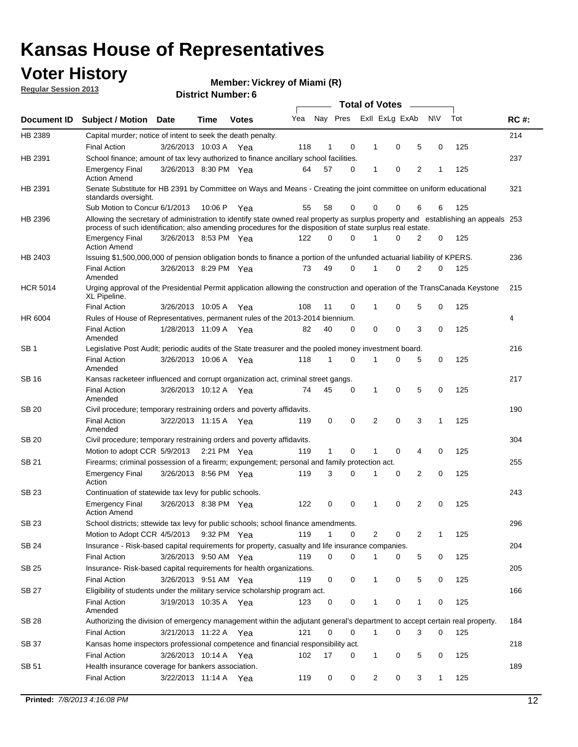# Kansas House of Representatives

## Voter History

**Regular Session 2013**

**Member: Vickrey of Miami (R)**

**District Number: 6**

| Document ID | Subject / Motion | Date | Time | Votes | Yea | Nay | Pres | ExII | ExLg | ExAb | N\V | Tot | RC #: |
|---|---|---|---|---|---|---|---|---|---|---|---|---|---|
| HB 2389 | Capital murder; notice of intent to seek the death penalty. | | | | | | | | | | | | 214 |
| | Final Action | 3/26/2013 | 10:03 A | Yea | 118 | 1 | 0 | 1 | 0 | 5 | 0 | 125 | |
| HB 2391 | School finance; amount of tax levy authorized to finance ancillary school facilities. | | | | | | | | | | | | 237 |
| | Emergency Final Action Amend | 3/26/2013 | 8:30 PM | Yea | 64 | 57 | 0 | 1 | 0 | 2 | 1 | 125 | |
| HB 2391 | Senate Substitute for HB 2391 by Committee on Ways and Means - Creating the joint committee on uniform educational standards oversight. | | | | | | | | | | | | 321 |
| | Sub Motion to Concur | 6/1/2013 | 10:06 P | Yea | 55 | 58 | 0 | 0 | 0 | 6 | 6 | 125 | |
| HB 2396 | Allowing the secretary of administration to identify state owned real property as surplus property and establishing an appeals process of such identification; also amending procedures for the disposition of state surplus real estate. | | | | | | | | | | | | 253 |
| | Emergency Final Action Amend | 3/26/2013 | 8:53 PM | Yea | 122 | 0 | 0 | 1 | 0 | 2 | 0 | 125 | |
| HB 2403 | Issuing $1,500,000,000 of pension obligation bonds to finance a portion of the unfunded actuarial liability of KPERS. | | | | | | | | | | | | 236 |
| | Final Action Amended | 3/26/2013 | 8:29 PM | Yea | 73 | 49 | 0 | 1 | 0 | 2 | 0 | 125 | |
| HCR 5014 | Urging approval of the Presidential Permit application allowing the construction and operation of the TransCanada Keystone XL Pipeline. | | | | | | | | | | | | 215 |
| | Final Action | 3/26/2013 | 10:05 A | Yea | 108 | 11 | 0 | 1 | 0 | 5 | 0 | 125 | |
| HR 6004 | Rules of House of Representatives, permanent rules of the 2013-2014 biennium. | | | | | | | | | | | | 4 |
| | Final Action Amended | 1/28/2013 | 11:09 A | Yea | 82 | 40 | 0 | 0 | 0 | 3 | 0 | 125 | |
| SB 1 | Legislative Post Audit; periodic audits of the State treasurer and the pooled money investment board. | | | | | | | | | | | | 216 |
| | Final Action Amended | 3/26/2013 | 10:06 A | Yea | 118 | 1 | 0 | 1 | 0 | 5 | 0 | 125 | |
| SB 16 | Kansas racketeer influenced and corrupt organization act, criminal street gangs. | | | | | | | | | | | | 217 |
| | Final Action Amended | 3/26/2013 | 10:12 A | Yea | 74 | 45 | 0 | 1 | 0 | 5 | 0 | 125 | |
| SB 20 | Civil procedure; temporary restraining orders and poverty affidavits. | | | | | | | | | | | | 190 |
| | Final Action Amended | 3/22/2013 | 11:15 A | Yea | 119 | 0 | 0 | 2 | 0 | 3 | 1 | 125 | |
| SB 20 | Civil procedure; temporary restraining orders and poverty affidavits. | | | | | | | | | | | | 304 |
| | Motion to adopt CCR | 5/9/2013 | 2:21 PM | Yea | 119 | 1 | 0 | 1 | 0 | 4 | 0 | 125 | |
| SB 21 | Firearms; criminal possession of a firearm; expungement; personal and family protection act. | | | | | | | | | | | | 255 |
| | Emergency Final Action | 3/26/2013 | 8:56 PM | Yea | 119 | 3 | 0 | 1 | 0 | 2 | 0 | 125 | |
| SB 23 | Continuation of statewide tax levy for public schools. | | | | | | | | | | | | 243 |
| | Emergency Final Action Amend | 3/26/2013 | 8:38 PM | Yea | 122 | 0 | 0 | 1 | 0 | 2 | 0 | 125 | |
| SB 23 | School districts; sttewide tax levy for public schools; school finance amendments. | | | | | | | | | | | | 296 |
| | Motion to Adopt CCR | 4/5/2013 | 9:32 PM | Yea | 119 | 1 | 0 | 2 | 0 | 2 | 1 | 125 | |
| SB 24 | Insurance - Risk-based capital requirements for property, casualty and life insurance companies. | | | | | | | | | | | | 204 |
| | Final Action | 3/26/2013 | 9:50 AM | Yea | 119 | 0 | 0 | 1 | 0 | 5 | 0 | 125 | |
| SB 25 | Insurance- Risk-based capital requirements for health organizations. | | | | | | | | | | | | 205 |
| | Final Action | 3/26/2013 | 9:51 AM | Yea | 119 | 0 | 0 | 1 | 0 | 5 | 0 | 125 | |
| SB 27 | Eligibility of students under the military service scholarship program act. | | | | | | | | | | | | 166 |
| | Final Action Amended | 3/19/2013 | 10:35 A | Yea | 123 | 0 | 0 | 1 | 0 | 1 | 0 | 125 | |
| SB 28 | Authorizing the division of emergency management within the adjutant general's department to accept certain real property. | | | | | | | | | | | | 184 |
| | Final Action | 3/21/2013 | 11:22 A | Yea | 121 | 0 | 0 | 1 | 0 | 3 | 0 | 125 | |
| SB 37 | Kansas home inspectors professional competence and financial responsibility act. | | | | | | | | | | | | 218 |
| | Final Action | 3/26/2013 | 10:14 A | Yea | 102 | 17 | 0 | 1 | 0 | 5 | 0 | 125 | |
| SB 51 | Health insurance coverage for bankers association. | | | | | | | | | | | | 189 |
| | Final Action | 3/22/2013 | 11:14 A | Yea | 119 | 0 | 0 | 2 | 0 | 3 | 1 | 125 | |

**Printed:** *7/8/2013 4:16:08 PM*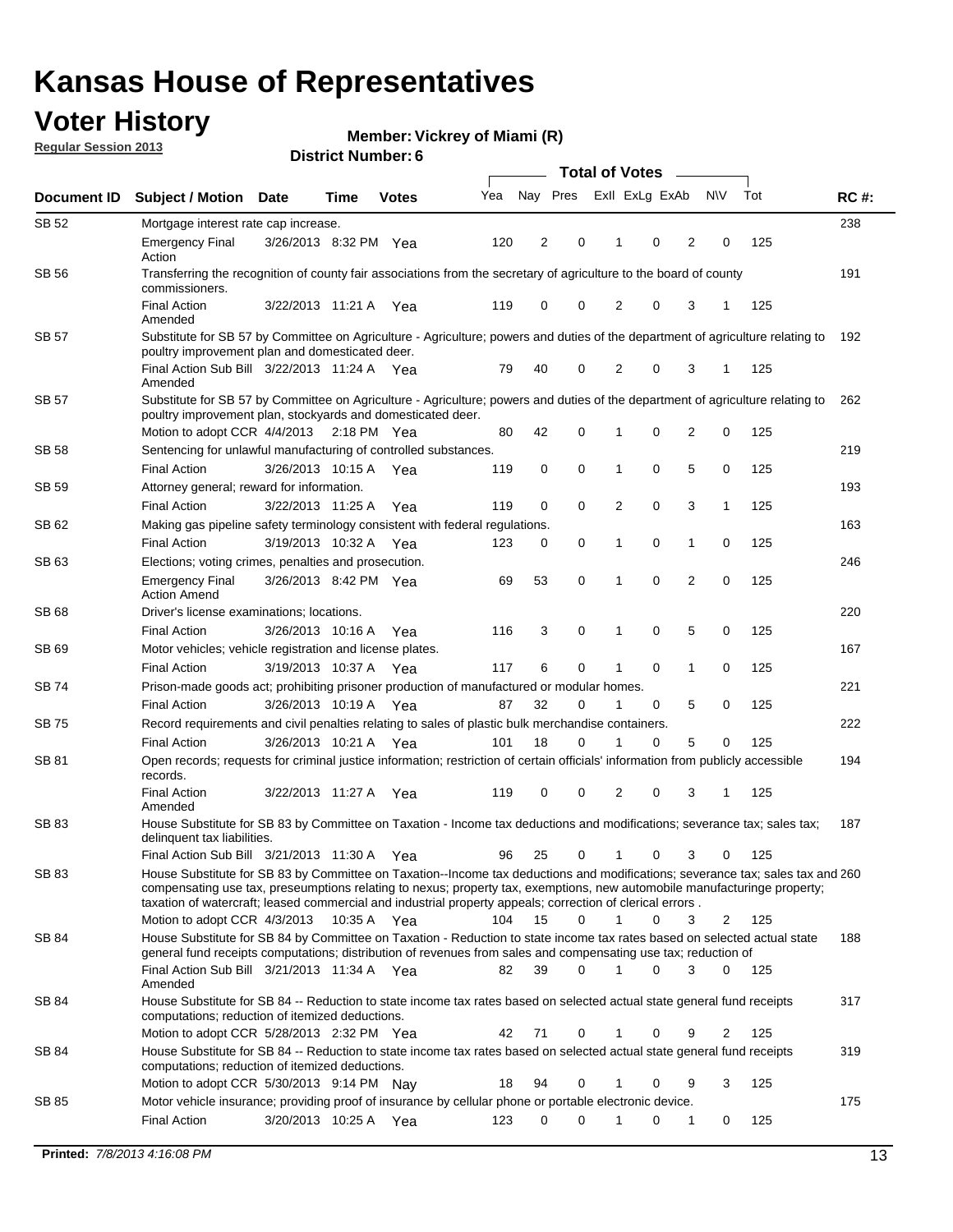# Kansas House of Representatives

## Voter History

**Regular Session 2013**

**Member: Vickrey of Miami (R)**

**District Number: 6**

| Document ID | Subject / Motion | Date | Time | Votes | Yea | Nay | Pres | ExII | ExLg | ExAb | N\V | Tot | RC #: |
|---|---|---|---|---|---|---|---|---|---|---|---|---|---|
| SB 52 | Mortgage interest rate cap increase. | | | | | | | | | | | | 238 |
| | Emergency Final Action | 3/26/2013 | 8:32 PM | Yea | 120 | 2 | 0 | 1 | 0 | 2 | 0 | 125 | |
| SB 56 | Transferring the recognition of county fair associations from the secretary of agriculture to the board of county commissioners. | | | | | | | | | | | | 191 |
| | Final Action Amended | 3/22/2013 | 11:21 A | Yea | 119 | 0 | 0 | 2 | 0 | 3 | 1 | 125 | |
| SB 57 | Substitute for SB 57 by Committee on Agriculture - Agriculture; powers and duties of the department of agriculture relating to poultry improvement plan and domesticated deer. | | | | | | | | | | | | 192 |
| | Final Action Sub Bill Amended | 3/22/2013 | 11:24 A | Yea | 79 | 40 | 0 | 2 | 0 | 3 | 1 | 125 | |
| SB 57 | Substitute for SB 57 by Committee on Agriculture - Agriculture; powers and duties of the department of agriculture relating to poultry improvement plan, stockyards and domesticated deer. | | | | | | | | | | | | 262 |
| | Motion to adopt CCR | 4/4/2013 | 2:18 PM | Yea | 80 | 42 | 0 | 1 | 0 | 2 | 0 | 125 | |
| SB 58 | Sentencing for unlawful manufacturing of controlled substances. | | | | | | | | | | | | 219 |
| | Final Action | 3/26/2013 | 10:15 A | Yea | 119 | 0 | 0 | 1 | 0 | 5 | 0 | 125 | |
| SB 59 | Attorney general; reward for information. | | | | | | | | | | | | 193 |
| | Final Action | 3/22/2013 | 11:25 A | Yea | 119 | 0 | 0 | 2 | 0 | 3 | 1 | 125 | |
| SB 62 | Making gas pipeline safety terminology consistent with federal regulations. | | | | | | | | | | | | 163 |
| | Final Action | 3/19/2013 | 10:32 A | Yea | 123 | 0 | 0 | 1 | 0 | 1 | 0 | 125 | |
| SB 63 | Elections; voting crimes, penalties and prosecution. | | | | | | | | | | | | 246 |
| | Emergency Final Action Amend | 3/26/2013 | 8:42 PM | Yea | 69 | 53 | 0 | 1 | 0 | 2 | 0 | 125 | |
| SB 68 | Driver's license examinations; locations. | | | | | | | | | | | | 220 |
| | Final Action | 3/26/2013 | 10:16 A | Yea | 116 | 3 | 0 | 1 | 0 | 5 | 0 | 125 | |
| SB 69 | Motor vehicles; vehicle registration and license plates. | | | | | | | | | | | | 167 |
| | Final Action | 3/19/2013 | 10:37 A | Yea | 117 | 6 | 0 | 1 | 0 | 1 | 0 | 125 | |
| SB 74 | Prison-made goods act; prohibiting prisoner production of manufactured or modular homes. | | | | | | | | | | | | 221 |
| | Final Action | 3/26/2013 | 10:19 A | Yea | 87 | 32 | 0 | 1 | 0 | 5 | 0 | 125 | |
| SB 75 | Record requirements and civil penalties relating to sales of plastic bulk merchandise containers. | | | | | | | | | | | | 222 |
| | Final Action | 3/26/2013 | 10:21 A | Yea | 101 | 18 | 0 | 1 | 0 | 5 | 0 | 125 | |
| SB 81 | Open records; requests for criminal justice information; restriction of certain officials' information from publicly accessible records. | | | | | | | | | | | | 194 |
| | Final Action Amended | 3/22/2013 | 11:27 A | Yea | 119 | 0 | 0 | 2 | 0 | 3 | 1 | 125 | |
| SB 83 | House Substitute for SB 83 by Committee on Taxation - Income tax deductions and modifications; severance tax; sales tax; delinquent tax liabilities. | | | | | | | | | | | | 187 |
| | Final Action Sub Bill | 3/21/2013 | 11:30 A | Yea | 96 | 25 | 0 | 1 | 0 | 3 | 0 | 125 | |
| SB 83 | House Substitute for SB 83 by Committee on Taxation--Income tax deductions and modifications; severance tax; sales tax and compensating use tax, preseumptions relating to nexus; property tax, exemptions, new automobile manufacturinge property; taxation of watercraft; leased commercial and industrial property appeals; correction of clerical errors . | | | | | | | | | | | | 260 |
| | Motion to adopt CCR | 4/3/2013 | 10:35 A | Yea | 104 | 15 | 0 | 1 | 0 | 3 | 2 | 125 | |
| SB 84 | House Substitute for SB 84 by Committee on Taxation - Reduction to state income tax rates based on selected actual state general fund receipts computations; distribution of revenues from sales and compensating use tax; reduction of | | | | | | | | | | | | 188 |
| | Final Action Sub Bill Amended | 3/21/2013 | 11:34 A | Yea | 82 | 39 | 0 | 1 | 0 | 3 | 0 | 125 | |
| SB 84 | House Substitute for SB 84 -- Reduction to state income tax rates based on selected actual state general fund receipts computations; reduction of itemized deductions. | | | | | | | | | | | | 317 |
| | Motion to adopt CCR | 5/28/2013 | 2:32 PM | Yea | 42 | 71 | 0 | 1 | 0 | 9 | 2 | 125 | |
| SB 84 | House Substitute for SB 84 -- Reduction to state income tax rates based on selected actual state general fund receipts computations; reduction of itemized deductions. | | | | | | | | | | | | 319 |
| | Motion to adopt CCR | 5/30/2013 | 9:14 PM | Nay | 18 | 94 | 0 | 1 | 0 | 9 | 3 | 125 | |
| SB 85 | Motor vehicle insurance; providing proof of insurance by cellular phone or portable electronic device. | | | | | | | | | | | | 175 |
| | Final Action | 3/20/2013 | 10:25 A | Yea | 123 | 0 | 0 | 1 | 0 | 1 | 0 | 125 | |

**Printed:** *7/8/2013 4:16:08 PM*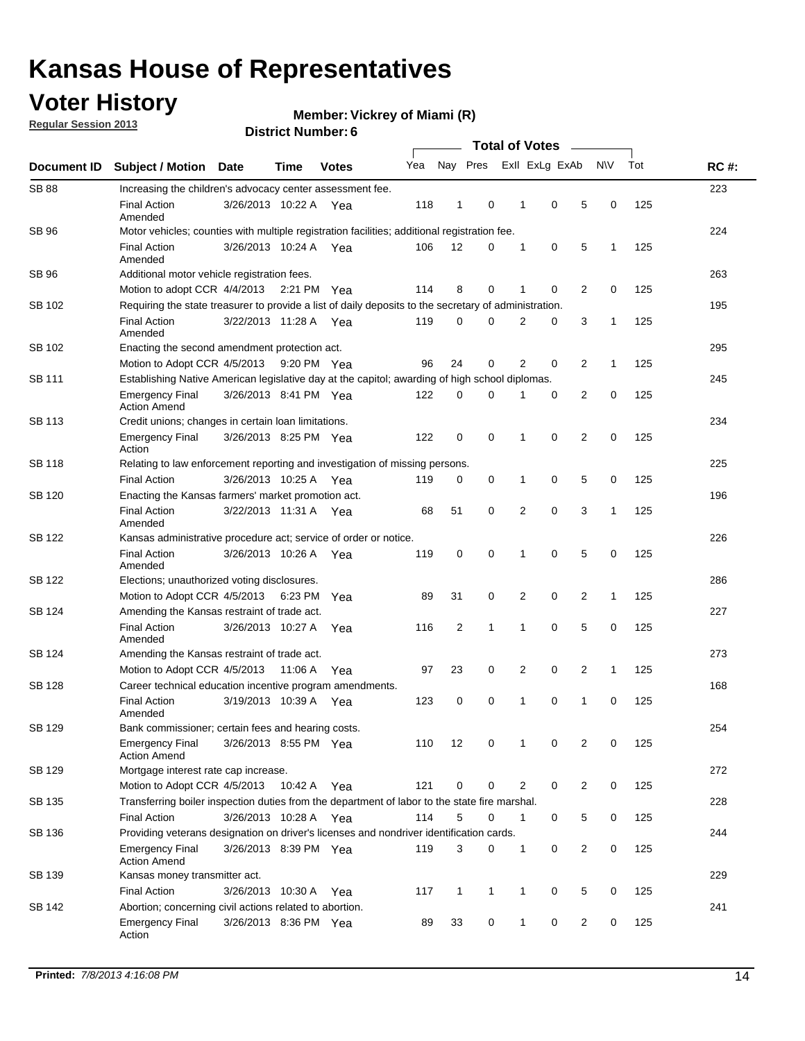# Kansas House of Representatives

## Voter History

**Regular Session 2013**

**Member: Vickrey of Miami (R)**

**District Number: 6**

| Document ID | Subject / Motion | Date | Time | Votes | Yea | Nay | Pres | ExII | ExLg | ExAb | N\V | Tot | RC #: |
|---|---|---|---|---|---|---|---|---|---|---|---|---|---|
| SB 88 | Increasing the children's advocacy center assessment fee. | | | | | | | | | | | | 223 |
| | Final Action Amended | 3/26/2013 | 10:22 A | Yea | 118 | 1 | 0 | 1 | 0 | 5 | 0 | 125 | |
| SB 96 | Motor vehicles; counties with multiple registration facilities; additional registration fee. | | | | | | | | | | | | 224 |
| | Final Action Amended | 3/26/2013 | 10:24 A | Yea | 106 | 12 | 0 | 1 | 0 | 5 | 1 | 125 | |
| SB 96 | Additional motor vehicle registration fees. | | | | | | | | | | | | 263 |
| | Motion to adopt CCR | 4/4/2013 | 2:21 PM | Yea | 114 | 8 | 0 | 1 | 0 | 2 | 0 | 125 | |
| SB 102 | Requiring the state treasurer to provide a list of daily deposits to the secretary of administration. | | | | | | | | | | | | 195 |
| | Final Action Amended | 3/22/2013 | 11:28 A | Yea | 119 | 0 | 0 | 2 | 0 | 3 | 1 | 125 | |
| SB 102 | Enacting the second amendment protection act. | | | | | | | | | | | | 295 |
| | Motion to Adopt CCR | 4/5/2013 | 9:20 PM | Yea | 96 | 24 | 0 | 2 | 0 | 2 | 1 | 125 | |
| SB 111 | Establishing Native American legislative day at the capitol; awarding of high school diplomas. | | | | | | | | | | | | 245 |
| | Emergency Final Action Amend | 3/26/2013 | 8:41 PM | Yea | 122 | 0 | 0 | 1 | 0 | 2 | 0 | 125 | |
| SB 113 | Credit unions; changes in certain loan limitations. | | | | | | | | | | | | 234 |
| | Emergency Final Action | 3/26/2013 | 8:25 PM | Yea | 122 | 0 | 0 | 1 | 0 | 2 | 0 | 125 | |
| SB 118 | Relating to law enforcement reporting and investigation of missing persons. | | | | | | | | | | | | 225 |
| | Final Action | 3/26/2013 | 10:25 A | Yea | 119 | 0 | 0 | 1 | 0 | 5 | 0 | 125 | |
| SB 120 | Enacting the Kansas farmers' market promotion act. | | | | | | | | | | | | 196 |
| | Final Action Amended | 3/22/2013 | 11:31 A | Yea | 68 | 51 | 0 | 2 | 0 | 3 | 1 | 125 | |
| SB 122 | Kansas administrative procedure act; service of order or notice. | | | | | | | | | | | | 226 |
| | Final Action Amended | 3/26/2013 | 10:26 A | Yea | 119 | 0 | 0 | 1 | 0 | 5 | 0 | 125 | |
| SB 122 | Elections; unauthorized voting disclosures. | | | | | | | | | | | | 286 |
| | Motion to Adopt CCR | 4/5/2013 | 6:23 PM | Yea | 89 | 31 | 0 | 2 | 0 | 2 | 1 | 125 | |
| SB 124 | Amending the Kansas restraint of trade act. | | | | | | | | | | | | 227 |
| | Final Action Amended | 3/26/2013 | 10:27 A | Yea | 116 | 2 | 1 | 1 | 0 | 5 | 0 | 125 | |
| SB 124 | Amending the Kansas restraint of trade act. | | | | | | | | | | | | 273 |
| | Motion to Adopt CCR | 4/5/2013 | 11:06 A | Yea | 97 | 23 | 0 | 2 | 0 | 2 | 1 | 125 | |
| SB 128 | Career technical education incentive program amendments. | | | | | | | | | | | | 168 |
| | Final Action Amended | 3/19/2013 | 10:39 A | Yea | 123 | 0 | 0 | 1 | 0 | 1 | 0 | 125 | |
| SB 129 | Bank commissioner; certain fees and hearing costs. | | | | | | | | | | | | 254 |
| | Emergency Final Action Amend | 3/26/2013 | 8:55 PM | Yea | 110 | 12 | 0 | 1 | 0 | 2 | 0 | 125 | |
| SB 129 | Mortgage interest rate cap increase. | | | | | | | | | | | | 272 |
| | Motion to Adopt CCR | 4/5/2013 | 10:42 A | Yea | 121 | 0 | 0 | 2 | 0 | 2 | 0 | 125 | |
| SB 135 | Transferring boiler inspection duties from the department of labor to the state fire marshal. | | | | | | | | | | | | 228 |
| | Final Action | 3/26/2013 | 10:28 A | Yea | 114 | 5 | 0 | 1 | 0 | 5 | 0 | 125 | |
| SB 136 | Providing veterans designation on driver's licenses and nondriver identification cards. | | | | | | | | | | | | 244 |
| | Emergency Final Action Amend | 3/26/2013 | 8:39 PM | Yea | 119 | 3 | 0 | 1 | 0 | 2 | 0 | 125 | |
| SB 139 | Kansas money transmitter act. | | | | | | | | | | | | 229 |
| | Final Action | 3/26/2013 | 10:30 A | Yea | 117 | 1 | 1 | 1 | 0 | 5 | 0 | 125 | |
| SB 142 | Abortion; concerning civil actions related to abortion. | | | | | | | | | | | | 241 |
| | Emergency Final Action | 3/26/2013 | 8:36 PM | Yea | 89 | 33 | 0 | 1 | 0 | 2 | 0 | 125 | |

**Printed:** *7/8/2013 4:16:08 PM*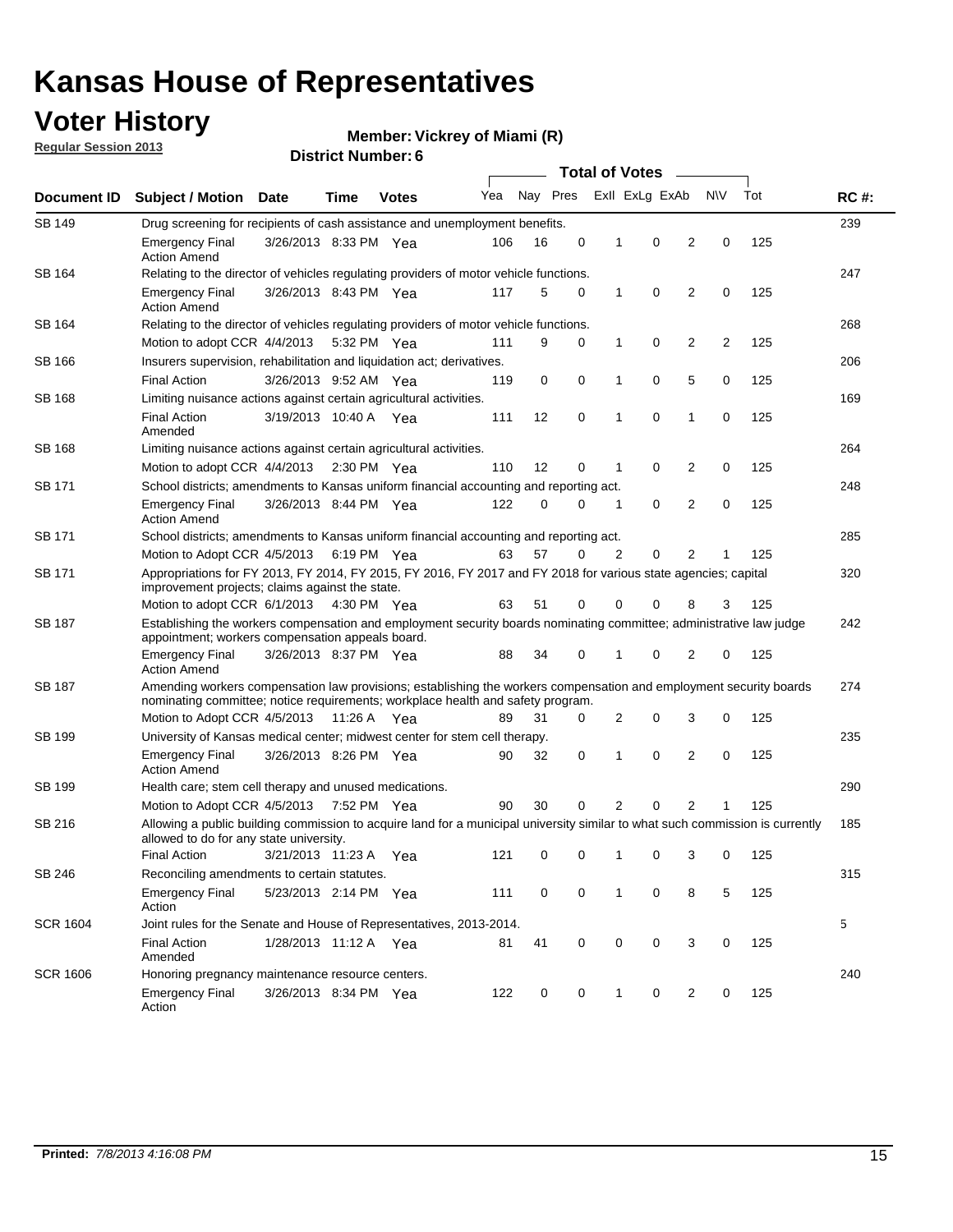# Kansas House of Representatives

## Voter History

**Regular Session 2013**

**Member: Vickrey of Miami (R)**

**District Number: 6**

| Document ID | Subject / Motion | Date | Time | Votes | Yea | Nay | Pres | ExII | ExLg | ExAb | N\V | Tot | RC #: |
|---|---|---|---|---|---|---|---|---|---|---|---|---|---|
| SB 149 | Drug screening for recipients of cash assistance and unemployment benefits. | | | | | | | | | | | | 239 |
| | Emergency Final Action Amend | 3/26/2013 | 8:33 PM | Yea | 106 | 16 | 0 | 1 | 0 | 2 | 0 | 125 | |
| SB 164 | Relating to the director of vehicles regulating providers of motor vehicle functions. | | | | | | | | | | | | 247 |
| | Emergency Final Action Amend | 3/26/2013 | 8:43 PM | Yea | 117 | 5 | 0 | 1 | 0 | 2 | 0 | 125 | |
| SB 164 | Relating to the director of vehicles regulating providers of motor vehicle functions. | | | | | | | | | | | | 268 |
| | Motion to adopt CCR | 4/4/2013 | 5:32 PM | Yea | 111 | 9 | 0 | 1 | 0 | 2 | 2 | 125 | |
| SB 166 | Insurers supervision, rehabilitation and liquidation act; derivatives. | | | | | | | | | | | | 206 |
| | Final Action | 3/26/2013 | 9:52 AM | Yea | 119 | 0 | 0 | 1 | 0 | 5 | 0 | 125 | |
| SB 168 | Limiting nuisance actions against certain agricultural activities. | | | | | | | | | | | | 169 |
| | Final Action Amended | 3/19/2013 | 10:40 A | Yea | 111 | 12 | 0 | 1 | 0 | 1 | 0 | 125 | |
| SB 168 | Limiting nuisance actions against certain agricultural activities. | | | | | | | | | | | | 264 |
| | Motion to adopt CCR | 4/4/2013 | 2:30 PM | Yea | 110 | 12 | 0 | 1 | 0 | 2 | 0 | 125 | |
| SB 171 | School districts; amendments to Kansas uniform financial accounting and reporting act. | | | | | | | | | | | | 248 |
| | Emergency Final Action Amend | 3/26/2013 | 8:44 PM | Yea | 122 | 0 | 0 | 1 | 0 | 2 | 0 | 125 | |
| SB 171 | School districts; amendments to Kansas uniform financial accounting and reporting act. | | | | | | | | | | | | 285 |
| | Motion to Adopt CCR | 4/5/2013 | 6:19 PM | Yea | 63 | 57 | 0 | 2 | 0 | 2 | 1 | 125 | |
| SB 171 | Appropriations for FY 2013, FY 2014, FY 2015, FY 2016, FY 2017 and FY 2018 for various state agencies; capital improvement projects; claims against the state. | | | | | | | | | | | | 320 |
| | Motion to adopt CCR | 6/1/2013 | 4:30 PM | Yea | 63 | 51 | 0 | 0 | 0 | 8 | 3 | 125 | |
| SB 187 | Establishing the workers compensation and employment security boards nominating committee; administrative law judge appointment; workers compensation appeals board. | | | | | | | | | | | | 242 |
| | Emergency Final Action Amend | 3/26/2013 | 8:37 PM | Yea | 88 | 34 | 0 | 1 | 0 | 2 | 0 | 125 | |
| SB 187 | Amending workers compensation law provisions; establishing the workers compensation and employment security boards nominating committee; notice requirements; workplace health and safety program. | | | | | | | | | | | | 274 |
| | Motion to Adopt CCR | 4/5/2013 | 11:26 A | Yea | 89 | 31 | 0 | 2 | 0 | 3 | 0 | 125 | |
| SB 199 | University of Kansas medical center; midwest center for stem cell therapy. | | | | | | | | | | | | 235 |
| | Emergency Final Action Amend | 3/26/2013 | 8:26 PM | Yea | 90 | 32 | 0 | 1 | 0 | 2 | 0 | 125 | |
| SB 199 | Health care; stem cell therapy and unused medications. | | | | | | | | | | | | 290 |
| | Motion to Adopt CCR | 4/5/2013 | 7:52 PM | Yea | 90 | 30 | 0 | 2 | 0 | 2 | 1 | 125 | |
| SB 216 | Allowing a public building commission to acquire land for a municipal university similar to what such commission is currently allowed to do for any state university. | | | | | | | | | | | | 185 |
| | Final Action | 3/21/2013 | 11:23 A | Yea | 121 | 0 | 0 | 1 | 0 | 3 | 0 | 125 | |
| SB 246 | Reconciling amendments to certain statutes. | | | | | | | | | | | | 315 |
| | Emergency Final Action | 5/23/2013 | 2:14 PM | Yea | 111 | 0 | 0 | 1 | 0 | 8 | 5 | 125 | |
| SCR 1604 | Joint rules for the Senate and House of Representatives, 2013-2014. | | | | | | | | | | | | 5 |
| | Final Action Amended | 1/28/2013 | 11:12 A | Yea | 81 | 41 | 0 | 0 | 0 | 3 | 0 | 125 | |
| SCR 1606 | Honoring pregnancy maintenance resource centers. | | | | | | | | | | | | 240 |
| | Emergency Final Action | 3/26/2013 | 8:34 PM | Yea | 122 | 0 | 0 | 1 | 0 | 2 | 0 | 125 | |

**Printed:** *7/8/2013 4:16:08 PM*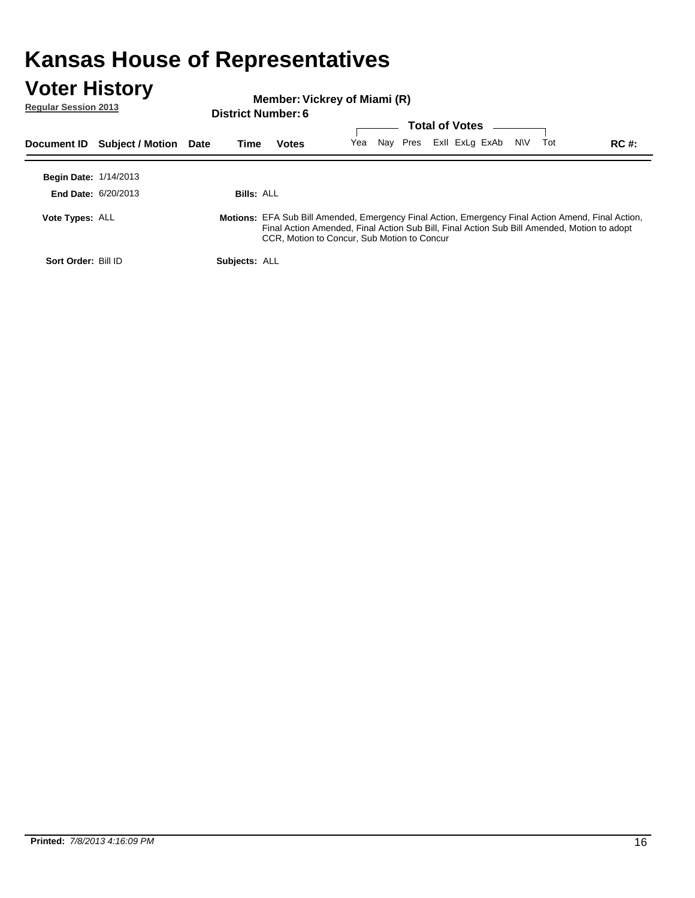# Kansas House of Representatives

## Voter History

**Regular Session 2013**

**Member: Vickrey of Miami (R)**

**District Number: 6**

| Document ID | Subject / Motion | Date | Time | Votes | Yea | Nay | Pres | ExII | ExLg | ExAb | N\V | Tot | RC #: |
|---|---|---|---|---|---|---|---|---|---|---|---|---|---|

**Begin Date:** 1/14/2013

**End Date:** 6/20/2013

**Bills:** ALL

**Vote Types:** ALL

**Motions:** EFA Sub Bill Amended, Emergency Final Action, Emergency Final Action Amend, Final Action, Final Action Amended, Final Action Sub Bill, Final Action Sub Bill Amended, Motion to adopt CCR, Motion to Concur, Sub Motion to Concur

**Sort Order:** Bill ID

**Subjects:** ALL

**Printed:** *7/8/2013 4:16:09 PM*